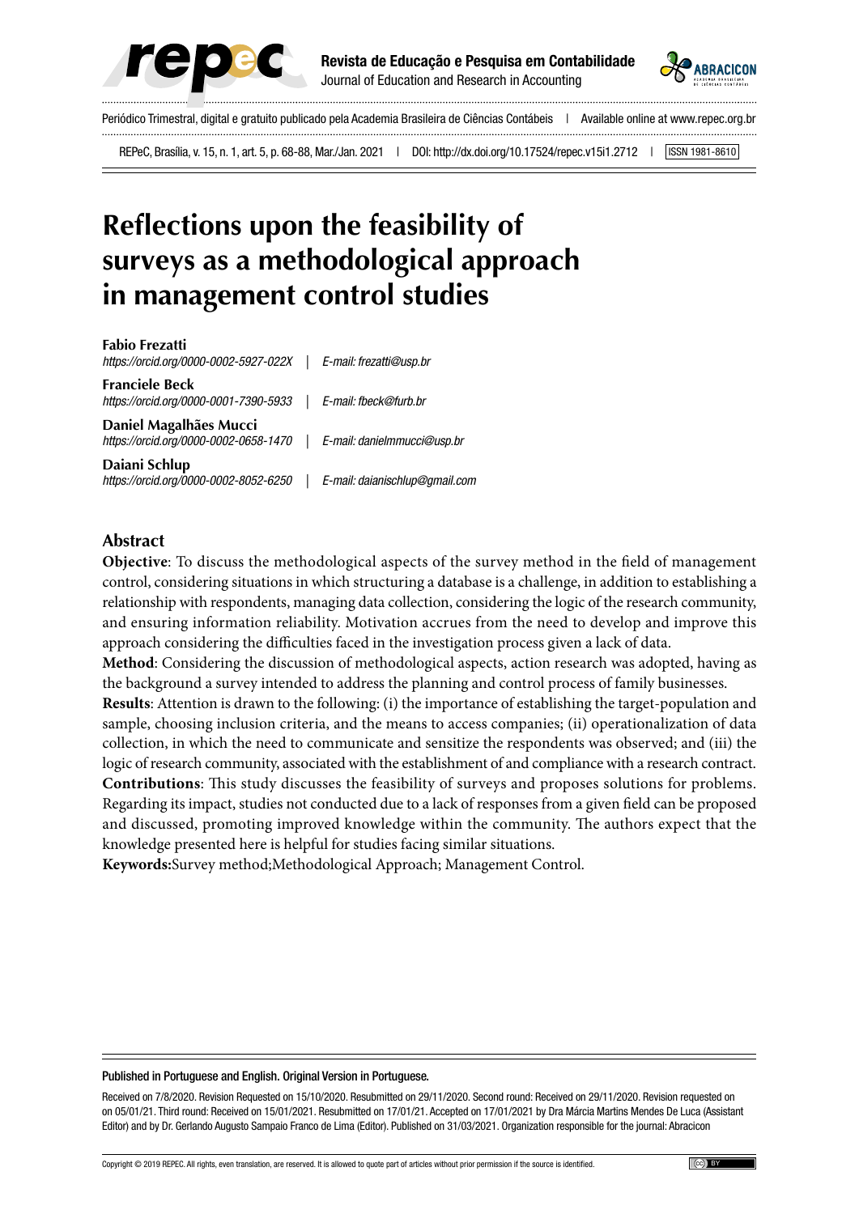# Reflections upon the feasibility of surveys as a methodological approach in management control studies

**Fabio Frezatti**
*https://orcid.org/0000-0002-5927-022X* | *E-mail: frezatti@usp.br*

**Franciele Beck**
*https://orcid.org/0000-0001-7390-5933* | *E-mail: fbeck@furb.br*

**Daniel Magalhães Mucci**
*https://orcid.org/0000-0002-0658-1470* | *E-mail: danielmmucci@usp.br*

**Daiani Schlup**
*https://orcid.org/0000-0002-8052-6250* | *E-mail: daianischlup@gmail.com*

## Abstract

**Objective**: To discuss the methodological aspects of the survey method in the field of management control, considering situations in which structuring a database is a challenge, in addition to establishing a relationship with respondents, managing data collection, considering the logic of the research community, and ensuring information reliability. Motivation accrues from the need to develop and improve this approach considering the difficulties faced in the investigation process given a lack of data.

**Method**: Considering the discussion of methodological aspects, action research was adopted, having as the background a survey intended to address the planning and control process of family businesses.

**Results**: Attention is drawn to the following: (i) the importance of establishing the target-population and sample, choosing inclusion criteria, and the means to access companies; (ii) operationalization of data collection, in which the need to communicate and sensitize the respondents was observed; and (iii) the logic of research community, associated with the establishment of and compliance with a research contract.

**Contributions**: This study discusses the feasibility of surveys and proposes solutions for problems. Regarding its impact, studies not conducted due to a lack of responses from a given field can be proposed and discussed, promoting improved knowledge within the community. The authors expect that the knowledge presented here is helpful for studies facing similar situations.

**Keywords:**Survey method;Methodological Approach; Management Control.

Published in Portuguese and English. Original Version in Portuguese.

Received on 7/8/2020. Revision Requested on 15/10/2020. Resubmitted on 29/11/2020. Second round: Received on 29/11/2020. Revision requested on on 05/01/21. Third round: Received on 15/01/2021. Resubmitted on 17/01/21. Accepted on 17/01/2021 by Dra Márcia Martins Mendes De Luca (Assistant Editor) and by Dr. Gerlando Augusto Sampaio Franco de Lima (Editor). Published on 31/03/2021. Organization responsible for the journal: Abracicon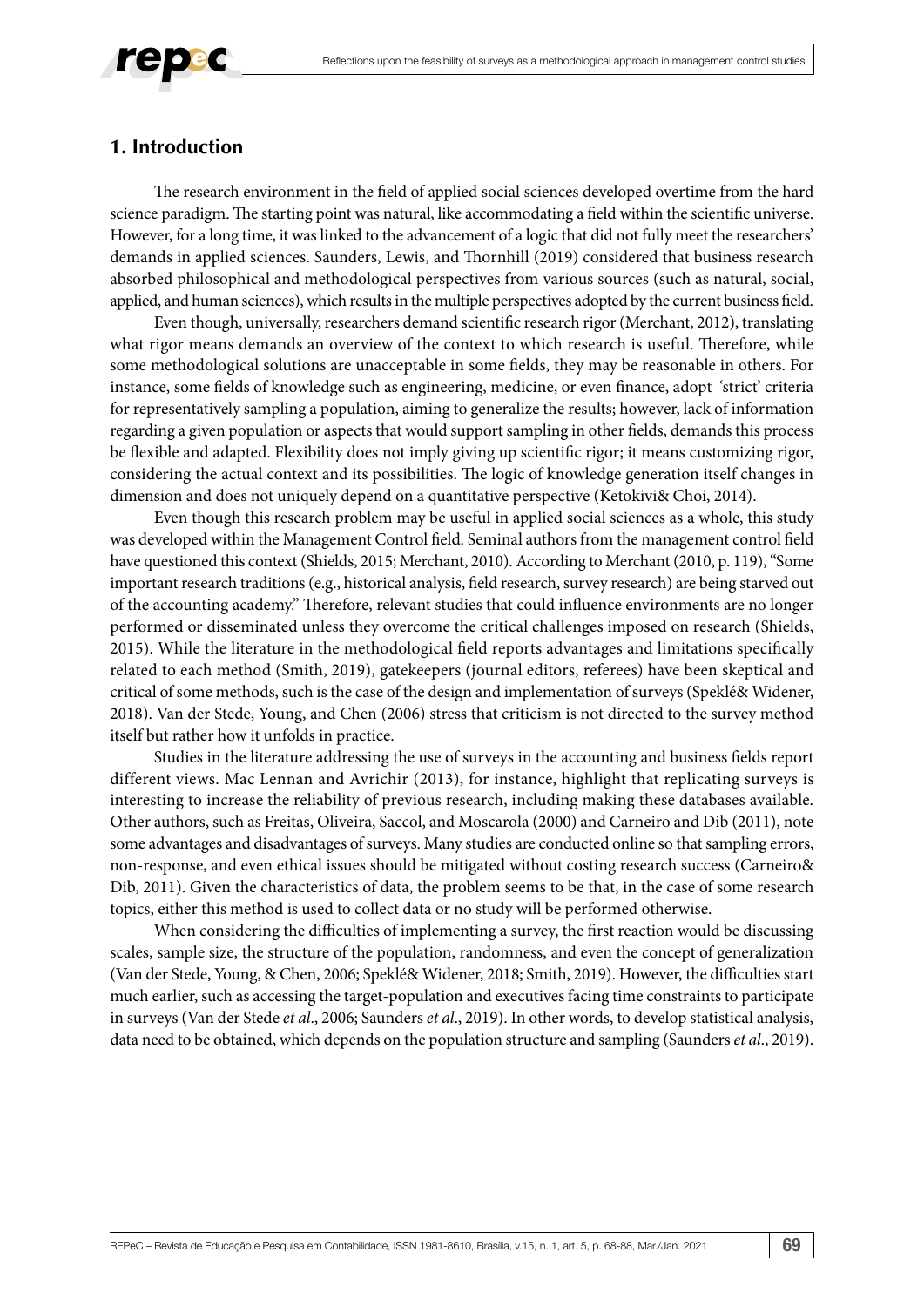## 1. Introduction

The research environment in the field of applied social sciences developed overtime from the hard science paradigm. The starting point was natural, like accommodating a field within the scientific universe. However, for a long time, it was linked to the advancement of a logic that did not fully meet the researchers' demands in applied sciences. Saunders, Lewis, and Thornhill (2019) considered that business research absorbed philosophical and methodological perspectives from various sources (such as natural, social, applied, and human sciences), which results in the multiple perspectives adopted by the current business field.

Even though, universally, researchers demand scientific research rigor (Merchant, 2012), translating what rigor means demands an overview of the context to which research is useful. Therefore, while some methodological solutions are unacceptable in some fields, they may be reasonable in others. For instance, some fields of knowledge such as engineering, medicine, or even finance, adopt 'strict' criteria for representatively sampling a population, aiming to generalize the results; however, lack of information regarding a given population or aspects that would support sampling in other fields, demands this process be flexible and adapted. Flexibility does not imply giving up scientific rigor; it means customizing rigor, considering the actual context and its possibilities. The logic of knowledge generation itself changes in dimension and does not uniquely depend on a quantitative perspective (Ketokivi& Choi, 2014).

Even though this research problem may be useful in applied social sciences as a whole, this study was developed within the Management Control field. Seminal authors from the management control field have questioned this context (Shields, 2015; Merchant, 2010). According to Merchant (2010, p. 119), "Some important research traditions (e.g., historical analysis, field research, survey research) are being starved out of the accounting academy." Therefore, relevant studies that could influence environments are no longer performed or disseminated unless they overcome the critical challenges imposed on research (Shields, 2015). While the literature in the methodological field reports advantages and limitations specifically related to each method (Smith, 2019), gatekeepers (journal editors, referees) have been skeptical and critical of some methods, such is the case of the design and implementation of surveys (Speklé& Widener, 2018). Van der Stede, Young, and Chen (2006) stress that criticism is not directed to the survey method itself but rather how it unfolds in practice.

Studies in the literature addressing the use of surveys in the accounting and business fields report different views. Mac Lennan and Avrichir (2013), for instance, highlight that replicating surveys is interesting to increase the reliability of previous research, including making these databases available. Other authors, such as Freitas, Oliveira, Saccol, and Moscarola (2000) and Carneiro and Dib (2011), note some advantages and disadvantages of surveys. Many studies are conducted online so that sampling errors, non-response, and even ethical issues should be mitigated without costing research success (Carneiro& Dib, 2011). Given the characteristics of data, the problem seems to be that, in the case of some research topics, either this method is used to collect data or no study will be performed otherwise.

When considering the difficulties of implementing a survey, the first reaction would be discussing scales, sample size, the structure of the population, randomness, and even the concept of generalization (Van der Stede, Young, & Chen, 2006; Speklé& Widener, 2018; Smith, 2019). However, the difficulties start much earlier, such as accessing the target-population and executives facing time constraints to participate in surveys (Van der Stede *et al*., 2006; Saunders *et al*., 2019). In other words, to develop statistical analysis, data need to be obtained, which depends on the population structure and sampling (Saunders *et al*., 2019).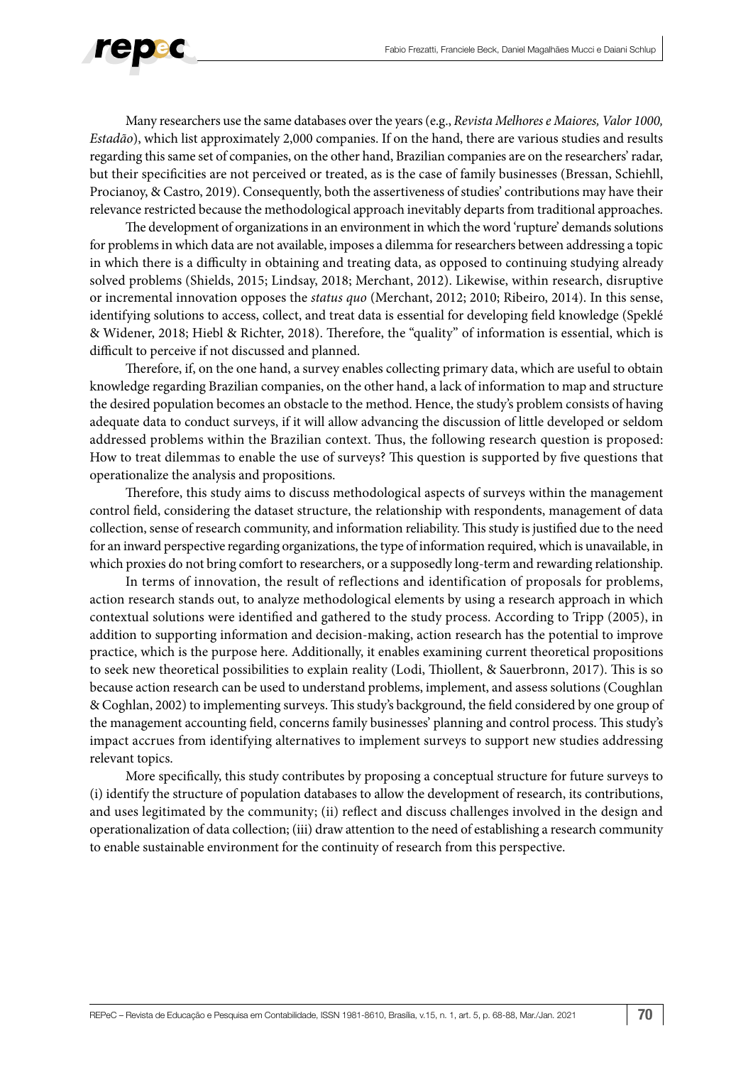Many researchers use the same databases over the years (e.g., *Revista Melhores e Maiores, Valor 1000, Estadão*), which list approximately 2,000 companies. If on the hand, there are various studies and results regarding this same set of companies, on the other hand, Brazilian companies are on the researchers' radar, but their specificities are not perceived or treated, as is the case of family businesses (Bressan, Schiehll, Procianoy, & Castro, 2019). Consequently, both the assertiveness of studies' contributions may have their relevance restricted because the methodological approach inevitably departs from traditional approaches.

The development of organizations in an environment in which the word 'rupture' demands solutions for problems in which data are not available, imposes a dilemma for researchers between addressing a topic in which there is a difficulty in obtaining and treating data, as opposed to continuing studying already solved problems (Shields, 2015; Lindsay, 2018; Merchant, 2012). Likewise, within research, disruptive or incremental innovation opposes the *status quo* (Merchant, 2012; 2010; Ribeiro, 2014). In this sense, identifying solutions to access, collect, and treat data is essential for developing field knowledge (Speklé & Widener, 2018; Hiebl & Richter, 2018). Therefore, the "quality" of information is essential, which is difficult to perceive if not discussed and planned.

Therefore, if, on the one hand, a survey enables collecting primary data, which are useful to obtain knowledge regarding Brazilian companies, on the other hand, a lack of information to map and structure the desired population becomes an obstacle to the method. Hence, the study's problem consists of having adequate data to conduct surveys, if it will allow advancing the discussion of little developed or seldom addressed problems within the Brazilian context. Thus, the following research question is proposed: How to treat dilemmas to enable the use of surveys? This question is supported by five questions that operationalize the analysis and propositions.

Therefore, this study aims to discuss methodological aspects of surveys within the management control field, considering the dataset structure, the relationship with respondents, management of data collection, sense of research community, and information reliability. This study is justified due to the need for an inward perspective regarding organizations, the type of information required, which is unavailable, in which proxies do not bring comfort to researchers, or a supposedly long-term and rewarding relationship.

In terms of innovation, the result of reflections and identification of proposals for problems, action research stands out, to analyze methodological elements by using a research approach in which contextual solutions were identified and gathered to the study process. According to Tripp (2005), in addition to supporting information and decision-making, action research has the potential to improve practice, which is the purpose here. Additionally, it enables examining current theoretical propositions to seek new theoretical possibilities to explain reality (Lodi, Thiollent, & Sauerbronn, 2017). This is so because action research can be used to understand problems, implement, and assess solutions (Coughlan & Coghlan, 2002) to implementing surveys. This study's background, the field considered by one group of the management accounting field, concerns family businesses' planning and control process. This study's impact accrues from identifying alternatives to implement surveys to support new studies addressing relevant topics.

More specifically, this study contributes by proposing a conceptual structure for future surveys to (i) identify the structure of population databases to allow the development of research, its contributions, and uses legitimated by the community; (ii) reflect and discuss challenges involved in the design and operationalization of data collection; (iii) draw attention to the need of establishing a research community to enable sustainable environment for the continuity of research from this perspective.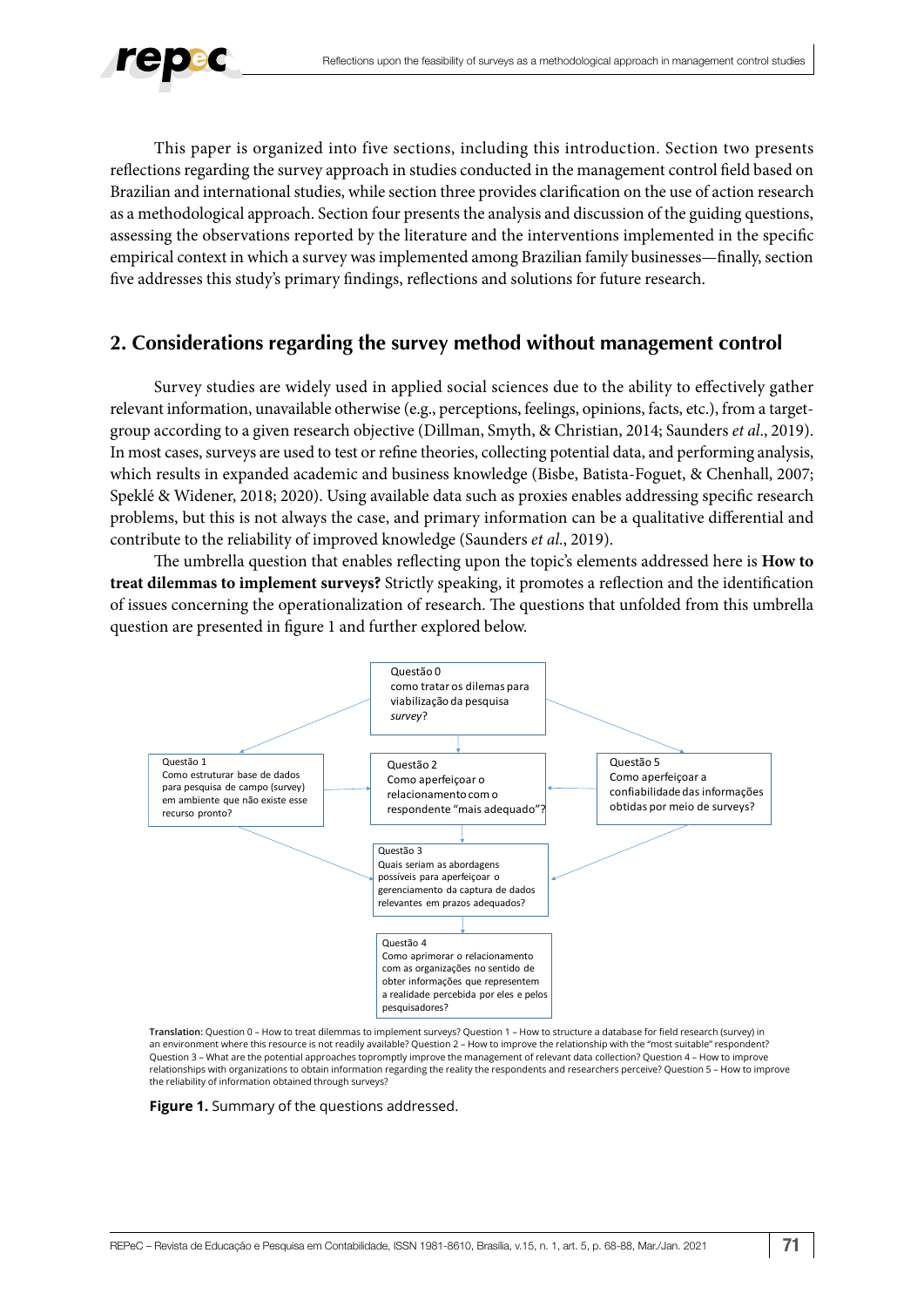This paper is organized into five sections, including this introduction. Section two presents reflections regarding the survey approach in studies conducted in the management control field based on Brazilian and international studies, while section three provides clarification on the use of action research as a methodological approach. Section four presents the analysis and discussion of the guiding questions, assessing the observations reported by the literature and the interventions implemented in the specific empirical context in which a survey was implemented among Brazilian family businesses—finally, section five addresses this study's primary findings, reflections and solutions for future research.

## 2. Considerations regarding the survey method without management control

Survey studies are widely used in applied social sciences due to the ability to effectively gather relevant information, unavailable otherwise (e.g., perceptions, feelings, opinions, facts, etc.), from a target-group according to a given research objective (Dillman, Smyth, & Christian, 2014; Saunders *et al*., 2019). In most cases, surveys are used to test or refine theories, collecting potential data, and performing analysis, which results in expanded academic and business knowledge (Bisbe, Batista-Foguet, & Chenhall, 2007; Speklé & Widener, 2018; 2020). Using available data such as proxies enables addressing specific research problems, but this is not always the case, and primary information can be a qualitative differential and contribute to the reliability of improved knowledge (Saunders *et al*., 2019).

The umbrella question that enables reflecting upon the topic's elements addressed here is **How to treat dilemmas to implement surveys?** Strictly speaking, it promotes a reflection and the identification of issues concerning the operationalization of research. The questions that unfolded from this umbrella question are presented in figure 1 and further explored below.

Questão 0
como tratar os dilemas para viabilização da pesquisa *survey*?

Questão 1
Como estruturar base de dados para pesquisa de campo (survey) em ambiente que não existe esse recurso pronto?

Questão 2
Como aperfeiçoar o relacionamento com o respondente "mais adequado"?

Questão 5
Como aperfeiçoar a confiabilidade das informações obtidas por meio de surveys?

Questão 3
Quais seriam as abordagens possíveis para aperfeiçoar o gerenciamento da captura de dados relevantes em prazos adequados?

Questão 4
Como aprimorar o relacionamento com as organizações no sentido de obter informações que representem a realidade percebida por eles e pelos pesquisadores?

**Translation:** Question 0 – How to treat dilemmas to implement surveys? Question 1 – How to structure a database for field research (survey) in an environment where this resource is not readily available? Question 2 – How to improve the relationship with the "most suitable" respondent? Question 3 – What are the potential approaches topromptly improve the management of relevant data collection? Question 4 – How to improve relationships with organizations to obtain information regarding the reality the respondents and researchers perceive? Question 5 – How to improve the reliability of information obtained through surveys?

**Figure 1.** Summary of the questions addressed.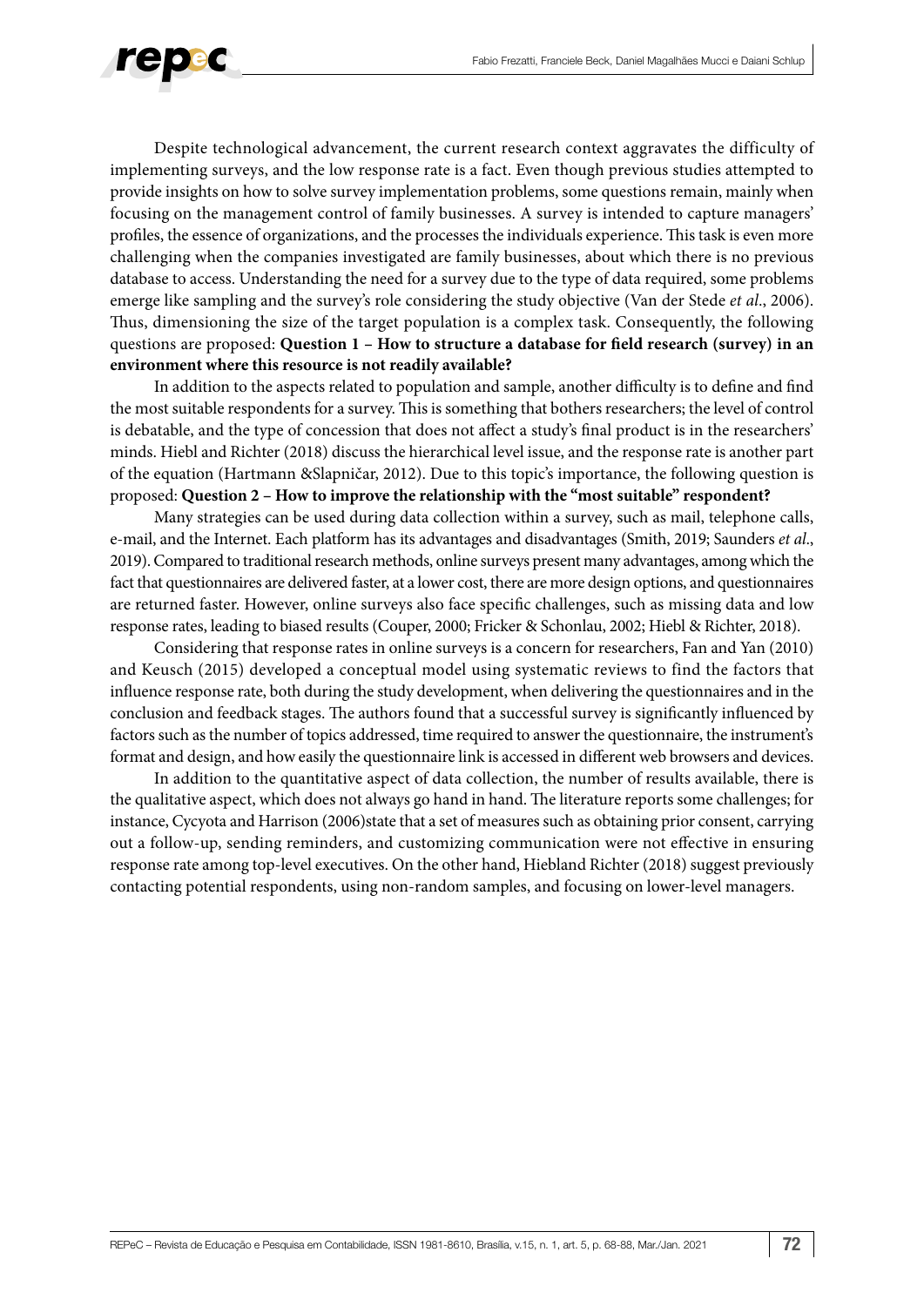Despite technological advancement, the current research context aggravates the difficulty of implementing surveys, and the low response rate is a fact. Even though previous studies attempted to provide insights on how to solve survey implementation problems, some questions remain, mainly when focusing on the management control of family businesses. A survey is intended to capture managers' profiles, the essence of organizations, and the processes the individuals experience. This task is even more challenging when the companies investigated are family businesses, about which there is no previous database to access. Understanding the need for a survey due to the type of data required, some problems emerge like sampling and the survey's role considering the study objective (Van der Stede *et al*., 2006). Thus, dimensioning the size of the target population is a complex task. Consequently, the following questions are proposed: **Question 1 – How to structure a database for field research (survey) in an environment where this resource is not readily available?**

In addition to the aspects related to population and sample, another difficulty is to define and find the most suitable respondents for a survey. This is something that bothers researchers; the level of control is debatable, and the type of concession that does not affect a study's final product is in the researchers' minds. Hiebl and Richter (2018) discuss the hierarchical level issue, and the response rate is another part of the equation (Hartmann &Slapničar, 2012). Due to this topic's importance, the following question is proposed: **Question 2 – How to improve the relationship with the "most suitable" respondent?**

Many strategies can be used during data collection within a survey, such as mail, telephone calls, e-mail, and the Internet. Each platform has its advantages and disadvantages (Smith, 2019; Saunders *et al*., 2019). Compared to traditional research methods, online surveys present many advantages, among which the fact that questionnaires are delivered faster, at a lower cost, there are more design options, and questionnaires are returned faster. However, online surveys also face specific challenges, such as missing data and low response rates, leading to biased results (Couper, 2000; Fricker & Schonlau, 2002; Hiebl & Richter, 2018).

Considering that response rates in online surveys is a concern for researchers, Fan and Yan (2010) and Keusch (2015) developed a conceptual model using systematic reviews to find the factors that influence response rate, both during the study development, when delivering the questionnaires and in the conclusion and feedback stages. The authors found that a successful survey is significantly influenced by factors such as the number of topics addressed, time required to answer the questionnaire, the instrument's format and design, and how easily the questionnaire link is accessed in different web browsers and devices.

In addition to the quantitative aspect of data collection, the number of results available, there is the qualitative aspect, which does not always go hand in hand. The literature reports some challenges; for instance, Cycyota and Harrison (2006)state that a set of measures such as obtaining prior consent, carrying out a follow-up, sending reminders, and customizing communication were not effective in ensuring response rate among top-level executives. On the other hand, Hiebland Richter (2018) suggest previously contacting potential respondents, using non-random samples, and focusing on lower-level managers.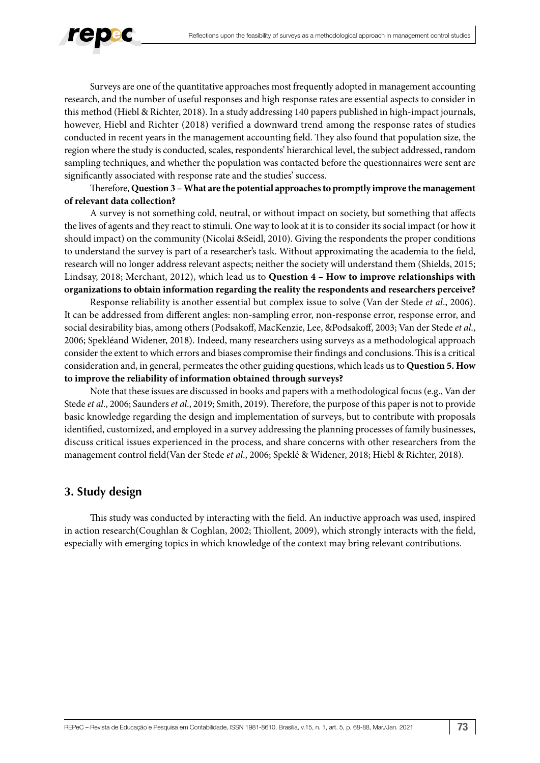Surveys are one of the quantitative approaches most frequently adopted in management accounting research, and the number of useful responses and high response rates are essential aspects to consider in this method (Hiebl & Richter, 2018). In a study addressing 140 papers published in high-impact journals, however, Hiebl and Richter (2018) verified a downward trend among the response rates of studies conducted in recent years in the management accounting field. They also found that population size, the region where the study is conducted, scales, respondents' hierarchical level, the subject addressed, random sampling techniques, and whether the population was contacted before the questionnaires were sent are significantly associated with response rate and the studies' success.

Therefore, **Question 3 – What are the potential approaches to promptly improve the management of relevant data collection?**

A survey is not something cold, neutral, or without impact on society, but something that affects the lives of agents and they react to stimuli. One way to look at it is to consider its social impact (or how it should impact) on the community (Nicolai &Seidl, 2010). Giving the respondents the proper conditions to understand the survey is part of a researcher's task. Without approximating the academia to the field, research will no longer address relevant aspects; neither the society will understand them (Shields, 2015; Lindsay, 2018; Merchant, 2012), which lead us to **Question 4 – How to improve relationships with organizations to obtain information regarding the reality the respondents and researchers perceive?**

Response reliability is another essential but complex issue to solve (Van der Stede *et al*., 2006). It can be addressed from different angles: non-sampling error, non-response error, response error, and social desirability bias, among others (Podsakoff, MacKenzie, Lee, &Podsakoff, 2003; Van der Stede *et al*., 2006; Spekléand Widener, 2018). Indeed, many researchers using surveys as a methodological approach consider the extent to which errors and biases compromise their findings and conclusions. This is a critical consideration and, in general, permeates the other guiding questions, which leads us to **Question 5. How to improve the reliability of information obtained through surveys?**

Note that these issues are discussed in books and papers with a methodological focus (e.g., Van der Stede *et al*., 2006; Saunders *et al*., 2019; Smith, 2019). Therefore, the purpose of this paper is not to provide basic knowledge regarding the design and implementation of surveys, but to contribute with proposals identified, customized, and employed in a survey addressing the planning processes of family businesses, discuss critical issues experienced in the process, and share concerns with other researchers from the management control field(Van der Stede *et al*., 2006; Speklé & Widener, 2018; Hiebl & Richter, 2018).

## 3. Study design

This study was conducted by interacting with the field. An inductive approach was used, inspired in action research(Coughlan & Coghlan, 2002; Thiollent, 2009), which strongly interacts with the field, especially with emerging topics in which knowledge of the context may bring relevant contributions.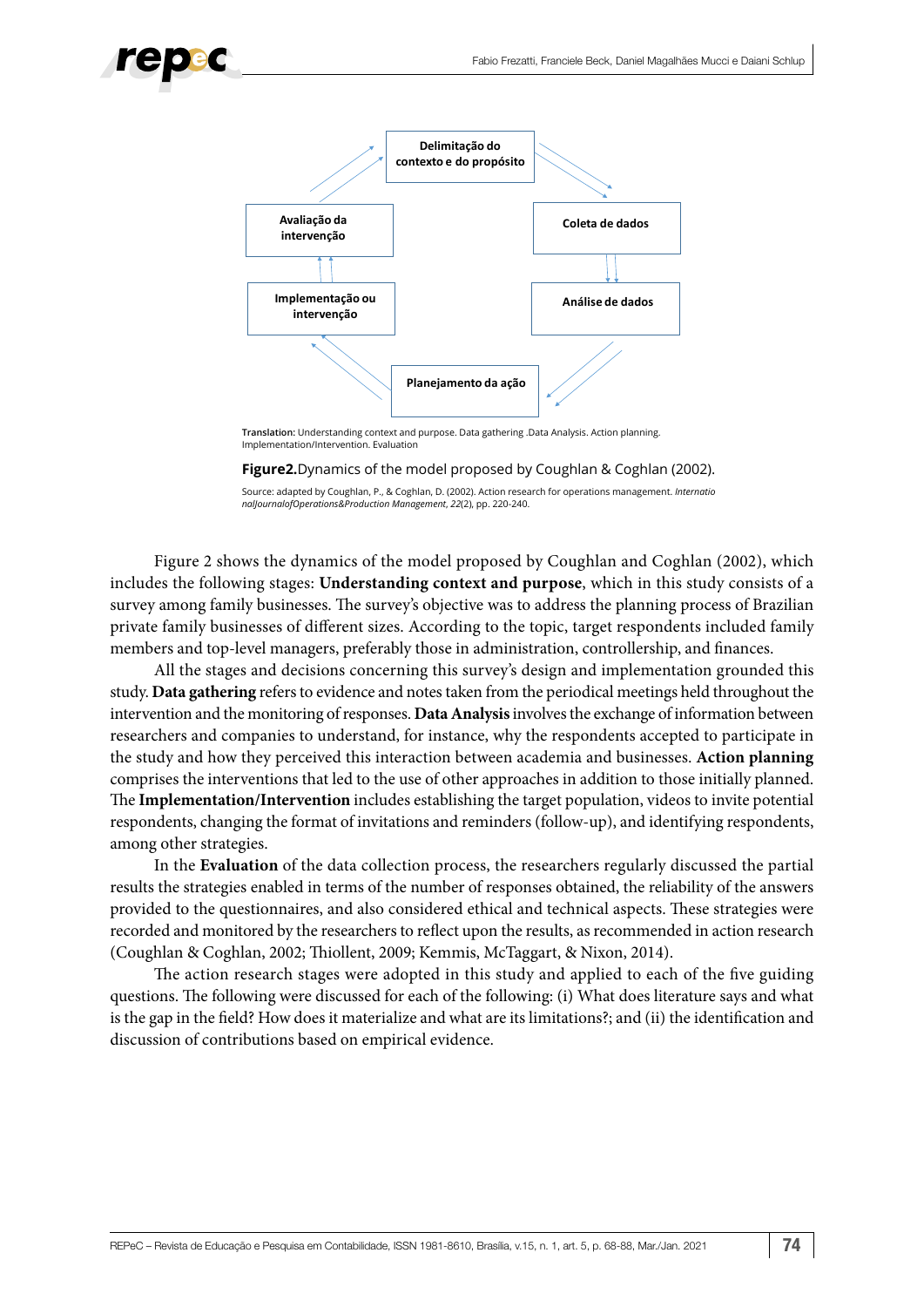Delimitação do contexto e do propósito

Coleta de dados

Análise de dados

Planejamento da ação

Implementação ou intervenção

Avaliação da intervenção

**Translation:** Understanding context and purpose. Data gathering .Data Analysis. Action planning. Implementation/Intervention. Evaluation

**Figure2.**Dynamics of the model proposed by Coughlan & Coghlan (2002).

Source: adapted by Coughlan, P., & Coghlan, D. (2002). Action research for operations management. *InternationalJournalofOperations&Production Management*, *22*(2), pp. 220-240.

Figure 2 shows the dynamics of the model proposed by Coughlan and Coghlan (2002), which includes the following stages: **Understanding context and purpose**, which in this study consists of a survey among family businesses. The survey's objective was to address the planning process of Brazilian private family businesses of different sizes. According to the topic, target respondents included family members and top-level managers, preferably those in administration, controllership, and finances.

All the stages and decisions concerning this survey's design and implementation grounded this study. **Data gathering** refers to evidence and notes taken from the periodical meetings held throughout the intervention and the monitoring of responses. **Data Analysis** involves the exchange of information between researchers and companies to understand, for instance, why the respondents accepted to participate in the study and how they perceived this interaction between academia and businesses. **Action planning** comprises the interventions that led to the use of other approaches in addition to those initially planned. The **Implementation/Intervention** includes establishing the target population, videos to invite potential respondents, changing the format of invitations and reminders (follow-up), and identifying respondents, among other strategies.

In the **Evaluation** of the data collection process, the researchers regularly discussed the partial results the strategies enabled in terms of the number of responses obtained, the reliability of the answers provided to the questionnaires, and also considered ethical and technical aspects. These strategies were recorded and monitored by the researchers to reflect upon the results, as recommended in action research (Coughlan & Coghlan, 2002; Thiollent, 2009; Kemmis, McTaggart, & Nixon, 2014).

The action research stages were adopted in this study and applied to each of the five guiding questions. The following were discussed for each of the following: (i) What does literature says and what is the gap in the field? How does it materialize and what are its limitations?; and (ii) the identification and discussion of contributions based on empirical evidence.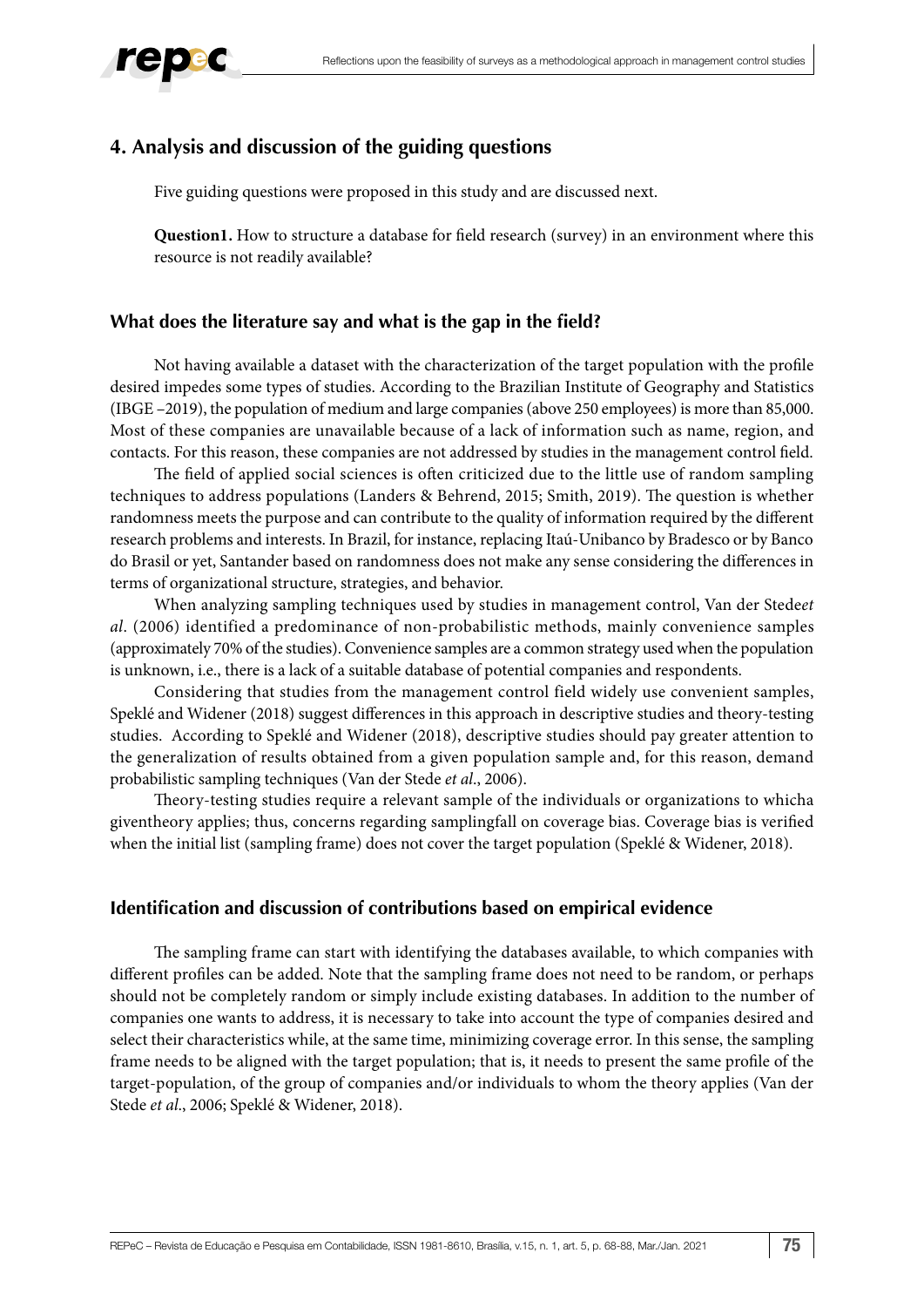## 4. Analysis and discussion of the guiding questions

Five guiding questions were proposed in this study and are discussed next.

**Question1.** How to structure a database for field research (survey) in an environment where this resource is not readily available?

### What does the literature say and what is the gap in the field?

Not having available a dataset with the characterization of the target population with the profile desired impedes some types of studies. According to the Brazilian Institute of Geography and Statistics (IBGE –2019), the population of medium and large companies (above 250 employees) is more than 85,000. Most of these companies are unavailable because of a lack of information such as name, region, and contacts. For this reason, these companies are not addressed by studies in the management control field.

The field of applied social sciences is often criticized due to the little use of random sampling techniques to address populations (Landers & Behrend, 2015; Smith, 2019). The question is whether randomness meets the purpose and can contribute to the quality of information required by the different research problems and interests. In Brazil, for instance, replacing Itaú-Unibanco by Bradesco or by Banco do Brasil or yet, Santander based on randomness does not make any sense considering the differences in terms of organizational structure, strategies, and behavior.

When analyzing sampling techniques used by studies in management control, Van der Stede*et al*. (2006) identified a predominance of non-probabilistic methods, mainly convenience samples (approximately 70% of the studies). Convenience samples are a common strategy used when the population is unknown, i.e., there is a lack of a suitable database of potential companies and respondents.

Considering that studies from the management control field widely use convenient samples, Speklé and Widener (2018) suggest differences in this approach in descriptive studies and theory-testing studies. According to Speklé and Widener (2018), descriptive studies should pay greater attention to the generalization of results obtained from a given population sample and, for this reason, demand probabilistic sampling techniques (Van der Stede *et al*., 2006).

Theory-testing studies require a relevant sample of the individuals or organizations to whicha giventheory applies; thus, concerns regarding samplingfall on coverage bias. Coverage bias is verified when the initial list (sampling frame) does not cover the target population (Speklé & Widener, 2018).

### Identification and discussion of contributions based on empirical evidence

The sampling frame can start with identifying the databases available, to which companies with different profiles can be added. Note that the sampling frame does not need to be random, or perhaps should not be completely random or simply include existing databases. In addition to the number of companies one wants to address, it is necessary to take into account the type of companies desired and select their characteristics while, at the same time, minimizing coverage error. In this sense, the sampling frame needs to be aligned with the target population; that is, it needs to present the same profile of the target-population, of the group of companies and/or individuals to whom the theory applies (Van der Stede *et al*., 2006; Speklé & Widener, 2018).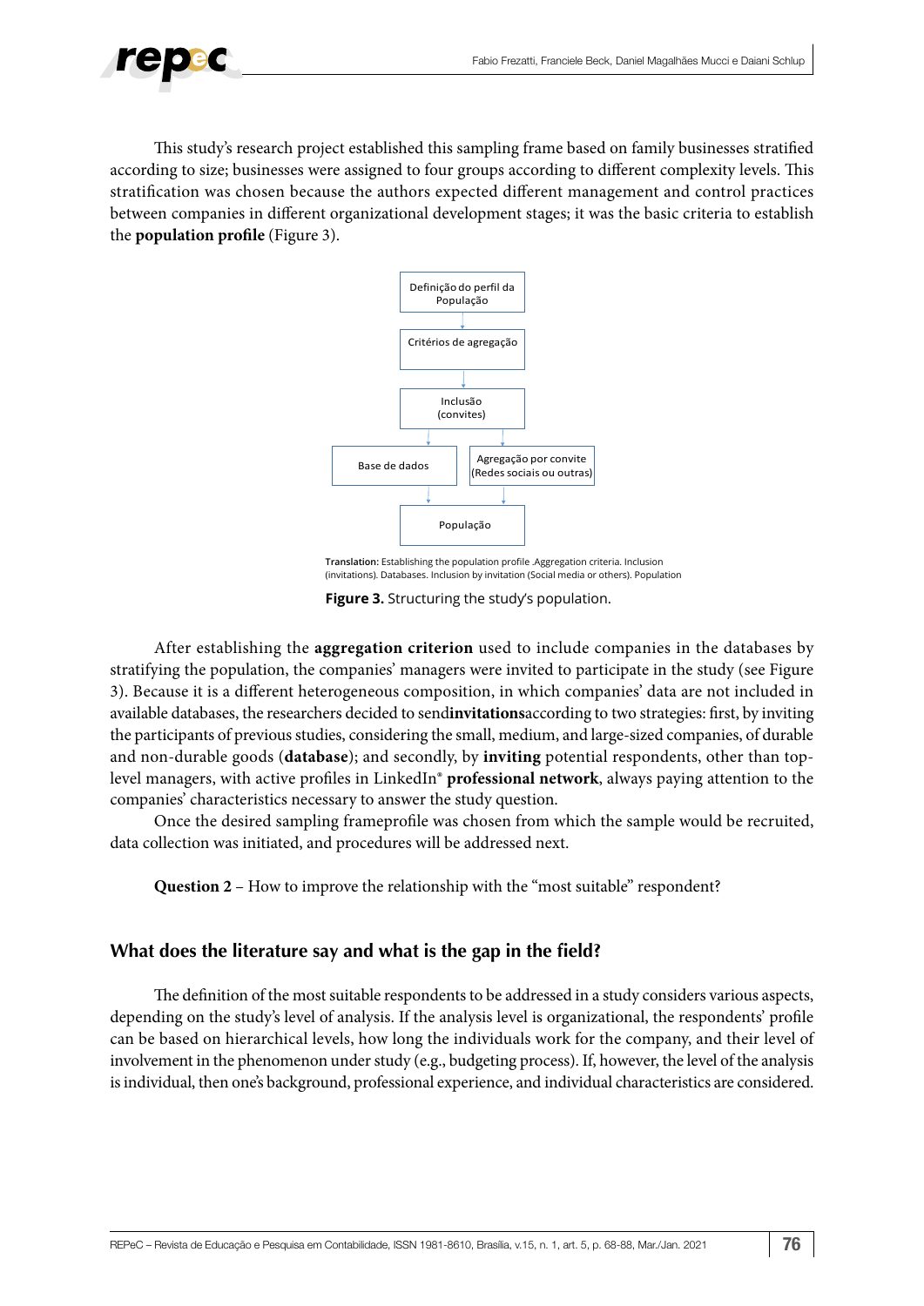This study's research project established this sampling frame based on family businesses stratified according to size; businesses were assigned to four groups according to different complexity levels. This stratification was chosen because the authors expected different management and control practices between companies in different organizational development stages; it was the basic criteria to establish the **population profile** (Figure 3).

```
Definição do perfil da População
        ↓
Critérios de agregação
        ↓
Inclusão (convites)
   ↓                    ↓
Base de dados    Agregação por convite (Redes sociais ou outras)
   ↓                    ↓
        População
```

**Translation:** Establishing the population profile .Aggregation criteria. Inclusion (invitations). Databases. Inclusion by invitation (Social media or others). Population

**Figure 3.** Structuring the study's population.

After establishing the **aggregation criterion** used to include companies in the databases by stratifying the population, the companies' managers were invited to participate in the study (see Figure 3). Because it is a different heterogeneous composition, in which companies' data are not included in available databases, the researchers decided to send**invitations**according to two strategies: first, by inviting the participants of previous studies, considering the small, medium, and large-sized companies, of durable and non-durable goods (**database**); and secondly, by **inviting** potential respondents, other than top-level managers, with active profiles in LinkedIn® **professional network**, always paying attention to the companies' characteristics necessary to answer the study question.

Once the desired sampling frameprofile was chosen from which the sample would be recruited, data collection was initiated, and procedures will be addressed next.

**Question 2** – How to improve the relationship with the "most suitable" respondent?

## What does the literature say and what is the gap in the field?

The definition of the most suitable respondents to be addressed in a study considers various aspects, depending on the study's level of analysis. If the analysis level is organizational, the respondents' profile can be based on hierarchical levels, how long the individuals work for the company, and their level of involvement in the phenomenon under study (e.g., budgeting process). If, however, the level of the analysis is individual, then one's background, professional experience, and individual characteristics are considered.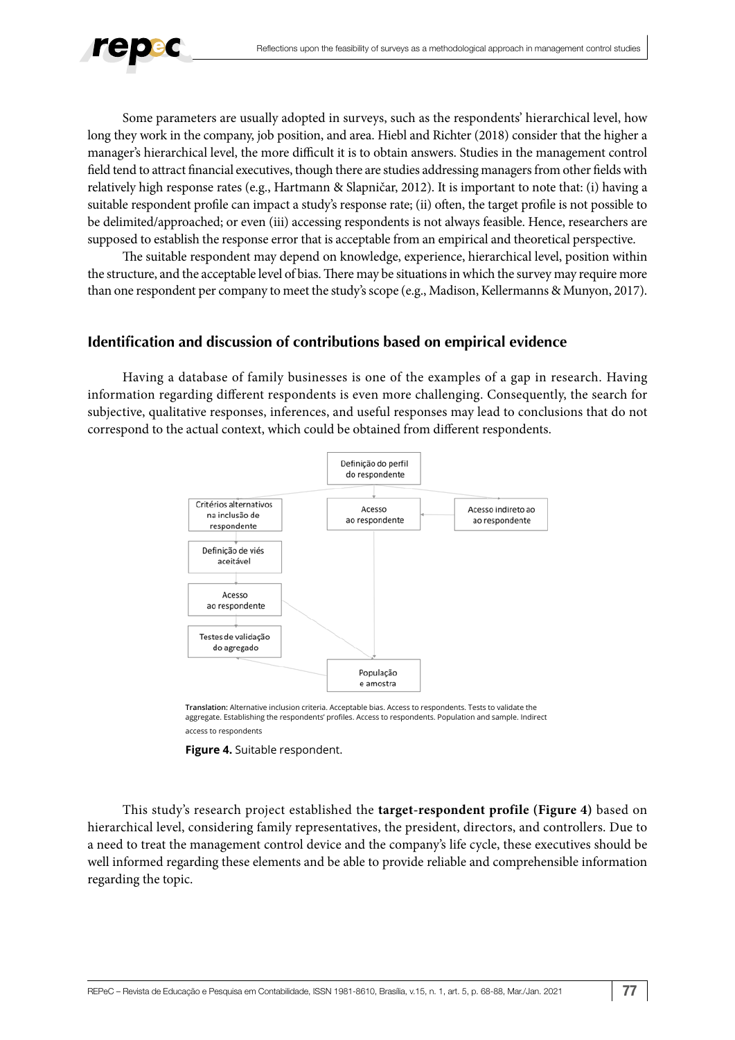Some parameters are usually adopted in surveys, such as the respondents' hierarchical level, how long they work in the company, job position, and area. Hiebl and Richter (2018) consider that the higher a manager's hierarchical level, the more difficult it is to obtain answers. Studies in the management control field tend to attract financial executives, though there are studies addressing managers from other fields with relatively high response rates (e.g., Hartmann & Slapničar, 2012). It is important to note that: (i) having a suitable respondent profile can impact a study's response rate; (ii) often, the target profile is not possible to be delimited/approached; or even (iii) accessing respondents is not always feasible. Hence, researchers are supposed to establish the response error that is acceptable from an empirical and theoretical perspective.

The suitable respondent may depend on knowledge, experience, hierarchical level, position within the structure, and the acceptable level of bias. There may be situations in which the survey may require more than one respondent per company to meet the study's scope (e.g., Madison, Kellermanns & Munyon, 2017).

## Identification and discussion of contributions based on empirical evidence

Having a database of family businesses is one of the examples of a gap in research. Having information regarding different respondents is even more challenging. Consequently, the search for subjective, qualitative responses, inferences, and useful responses may lead to conclusions that do not correspond to the actual context, which could be obtained from different respondents.

Definição do perfil do respondente

Critérios alternativos na inclusão de respondente

Acesso ao respondente

Acesso indireto ao ao respondente

Definição de viés aceitável

Acesso ao respondente

Testes de validação do agregado

População e amostra

**Translation:** Alternative inclusion criteria. Acceptable bias. Access to respondents. Tests to validate the aggregate. Establishing the respondents' profiles. Access to respondents. Population and sample. Indirect access to respondents

**Figure 4.** Suitable respondent.

This study's research project established the **target-respondent profile (Figure 4)** based on hierarchical level, considering family representatives, the president, directors, and controllers. Due to a need to treat the management control device and the company's life cycle, these executives should be well informed regarding these elements and be able to provide reliable and comprehensible information regarding the topic.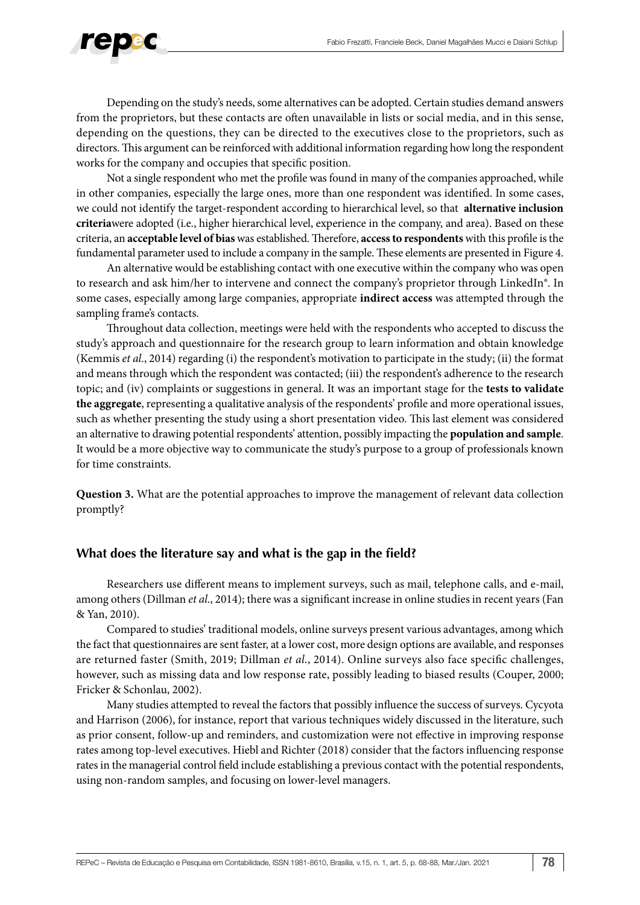Depending on the study's needs, some alternatives can be adopted. Certain studies demand answers from the proprietors, but these contacts are often unavailable in lists or social media, and in this sense, depending on the questions, they can be directed to the executives close to the proprietors, such as directors. This argument can be reinforced with additional information regarding how long the respondent works for the company and occupies that specific position.

Not a single respondent who met the profile was found in many of the companies approached, while in other companies, especially the large ones, more than one respondent was identified. In some cases, we could not identify the target-respondent according to hierarchical level, so that **alternative inclusion criteria**were adopted (i.e., higher hierarchical level, experience in the company, and area). Based on these criteria, an **acceptable level of bias** was established. Therefore, **access to respondents** with this profile is the fundamental parameter used to include a company in the sample. These elements are presented in Figure 4.

An alternative would be establishing contact with one executive within the company who was open to research and ask him/her to intervene and connect the company's proprietor through LinkedIn®. In some cases, especially among large companies, appropriate **indirect access** was attempted through the sampling frame's contacts.

Throughout data collection, meetings were held with the respondents who accepted to discuss the study's approach and questionnaire for the research group to learn information and obtain knowledge (Kemmis *et al*., 2014) regarding (i) the respondent's motivation to participate in the study; (ii) the format and means through which the respondent was contacted; (iii) the respondent's adherence to the research topic; and (iv) complaints or suggestions in general. It was an important stage for the **tests to validate the aggregate**, representing a qualitative analysis of the respondents' profile and more operational issues, such as whether presenting the study using a short presentation video. This last element was considered an alternative to drawing potential respondents' attention, possibly impacting the **population and sample**. It would be a more objective way to communicate the study's purpose to a group of professionals known for time constraints.

**Question 3.** What are the potential approaches to improve the management of relevant data collection promptly?

## What does the literature say and what is the gap in the field?

Researchers use different means to implement surveys, such as mail, telephone calls, and e-mail, among others (Dillman *et al*., 2014); there was a significant increase in online studies in recent years (Fan & Yan, 2010).

Compared to studies' traditional models, online surveys present various advantages, among which the fact that questionnaires are sent faster, at a lower cost, more design options are available, and responses are returned faster (Smith, 2019; Dillman *et al*., 2014). Online surveys also face specific challenges, however, such as missing data and low response rate, possibly leading to biased results (Couper, 2000; Fricker & Schonlau, 2002).

Many studies attempted to reveal the factors that possibly influence the success of surveys. Cycyota and Harrison (2006), for instance, report that various techniques widely discussed in the literature, such as prior consent, follow-up and reminders, and customization were not effective in improving response rates among top-level executives. Hiebl and Richter (2018) consider that the factors influencing response rates in the managerial control field include establishing a previous contact with the potential respondents, using non-random samples, and focusing on lower-level managers.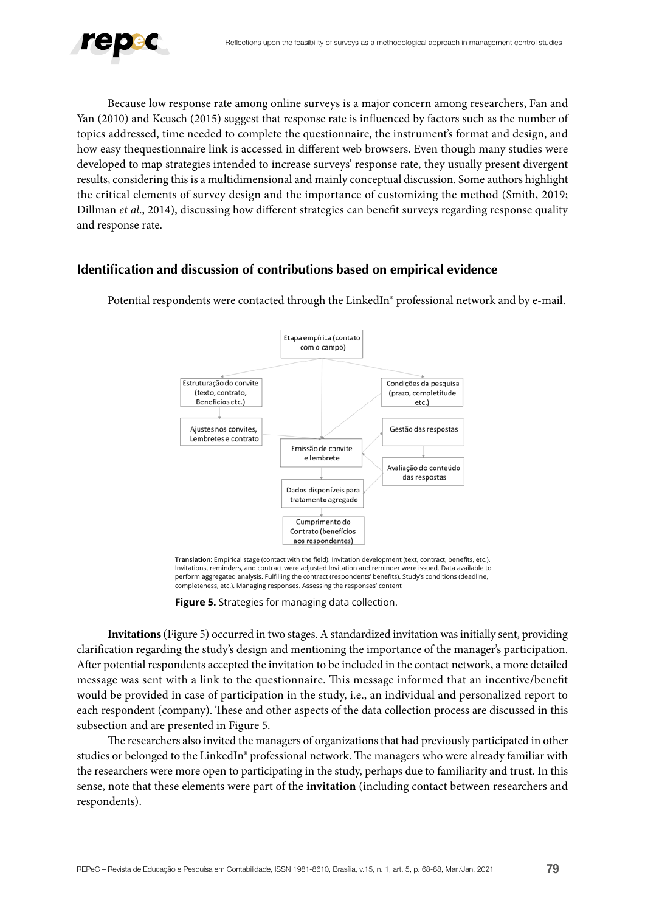Because low response rate among online surveys is a major concern among researchers, Fan and Yan (2010) and Keusch (2015) suggest that response rate is influenced by factors such as the number of topics addressed, time needed to complete the questionnaire, the instrument's format and design, and how easy thequestionnaire link is accessed in different web browsers. Even though many studies were developed to map strategies intended to increase surveys' response rate, they usually present divergent results, considering this is a multidimensional and mainly conceptual discussion. Some authors highlight the critical elements of survey design and the importance of customizing the method (Smith, 2019; Dillman *et al*., 2014), discussing how different strategies can benefit surveys regarding response quality and response rate.

## Identification and discussion of contributions based on empirical evidence

Potential respondents were contacted through the LinkedIn® professional network and by e-mail.

Etapa empírica (contato com o campo)

Estruturação do convite (texto, contrato, Benefícios etc.)

Condições da pesquisa (prazo, completitude etc.)

Ajustes nos convites, Lembretes e contrato

Gestão das respostas

Emissão de convite e lembrete

Avaliação do conteúdo das respostas

Dados disponíveis para tratamento agregado

Cumprimento do Contrato (benefícios aos respondentes)

**Translation:** Empirical stage (contact with the field). Invitation development (text, contract, benefits, etc.). Invitations, reminders, and contract were adjusted.Invitation and reminder were issued. Data available to perform aggregated analysis. Fulfilling the contract (respondents' benefits). Study's conditions (deadline, completeness, etc.). Managing responses. Assessing the responses' content

**Figure 5.** Strategies for managing data collection.

**Invitations** (Figure 5) occurred in two stages. A standardized invitation was initially sent, providing clarification regarding the study's design and mentioning the importance of the manager's participation. After potential respondents accepted the invitation to be included in the contact network, a more detailed message was sent with a link to the questionnaire. This message informed that an incentive/benefit would be provided in case of participation in the study, i.e., an individual and personalized report to each respondent (company). These and other aspects of the data collection process are discussed in this subsection and are presented in Figure 5.

The researchers also invited the managers of organizations that had previously participated in other studies or belonged to the LinkedIn® professional network. The managers who were already familiar with the researchers were more open to participating in the study, perhaps due to familiarity and trust. In this sense, note that these elements were part of the **invitation** (including contact between researchers and respondents).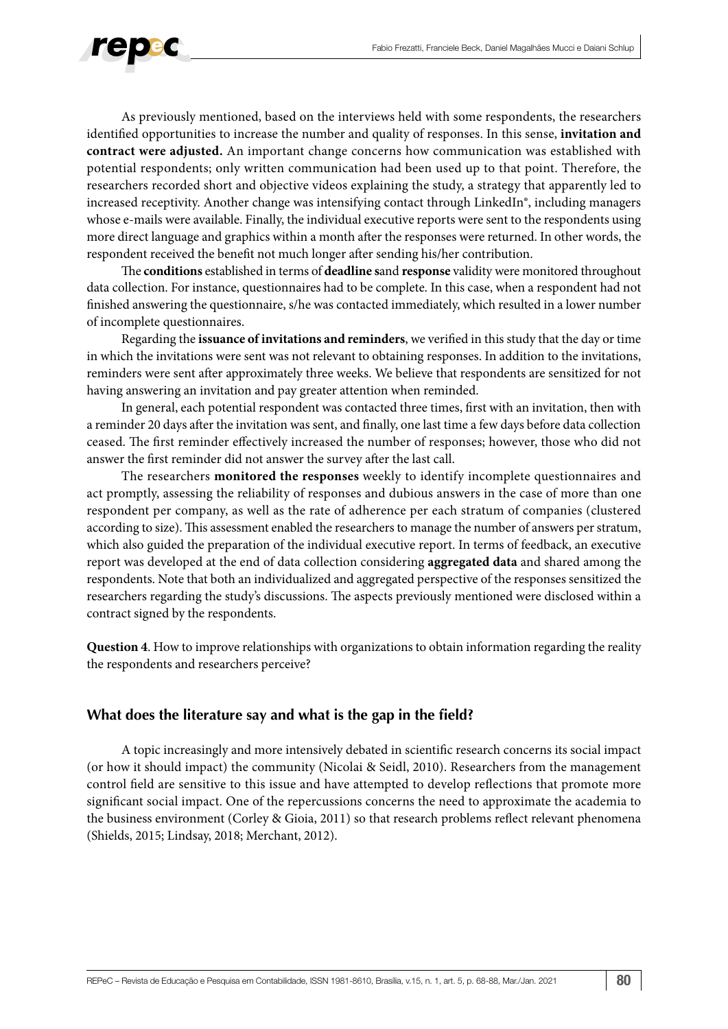As previously mentioned, based on the interviews held with some respondents, the researchers identified opportunities to increase the number and quality of responses. In this sense, **invitation and contract were adjusted.** An important change concerns how communication was established with potential respondents; only written communication had been used up to that point. Therefore, the researchers recorded short and objective videos explaining the study, a strategy that apparently led to increased receptivity. Another change was intensifying contact through LinkedIn®, including managers whose e-mails were available. Finally, the individual executive reports were sent to the respondents using more direct language and graphics within a month after the responses were returned. In other words, the respondent received the benefit not much longer after sending his/her contribution.

The **conditions** established in terms of **deadline s**and **response** validity were monitored throughout data collection. For instance, questionnaires had to be complete. In this case, when a respondent had not finished answering the questionnaire, s/he was contacted immediately, which resulted in a lower number of incomplete questionnaires.

Regarding the **issuance of invitations and reminders**, we verified in this study that the day or time in which the invitations were sent was not relevant to obtaining responses. In addition to the invitations, reminders were sent after approximately three weeks. We believe that respondents are sensitized for not having answering an invitation and pay greater attention when reminded.

In general, each potential respondent was contacted three times, first with an invitation, then with a reminder 20 days after the invitation was sent, and finally, one last time a few days before data collection ceased. The first reminder effectively increased the number of responses; however, those who did not answer the first reminder did not answer the survey after the last call.

The researchers **monitored the responses** weekly to identify incomplete questionnaires and act promptly, assessing the reliability of responses and dubious answers in the case of more than one respondent per company, as well as the rate of adherence per each stratum of companies (clustered according to size). This assessment enabled the researchers to manage the number of answers per stratum, which also guided the preparation of the individual executive report. In terms of feedback, an executive report was developed at the end of data collection considering **aggregated data** and shared among the respondents. Note that both an individualized and aggregated perspective of the responses sensitized the researchers regarding the study's discussions. The aspects previously mentioned were disclosed within a contract signed by the respondents.

**Question 4**. How to improve relationships with organizations to obtain information regarding the reality the respondents and researchers perceive?

## What does the literature say and what is the gap in the field?

A topic increasingly and more intensively debated in scientific research concerns its social impact (or how it should impact) the community (Nicolai & Seidl, 2010). Researchers from the management control field are sensitive to this issue and have attempted to develop reflections that promote more significant social impact. One of the repercussions concerns the need to approximate the academia to the business environment (Corley & Gioia, 2011) so that research problems reflect relevant phenomena (Shields, 2015; Lindsay, 2018; Merchant, 2012).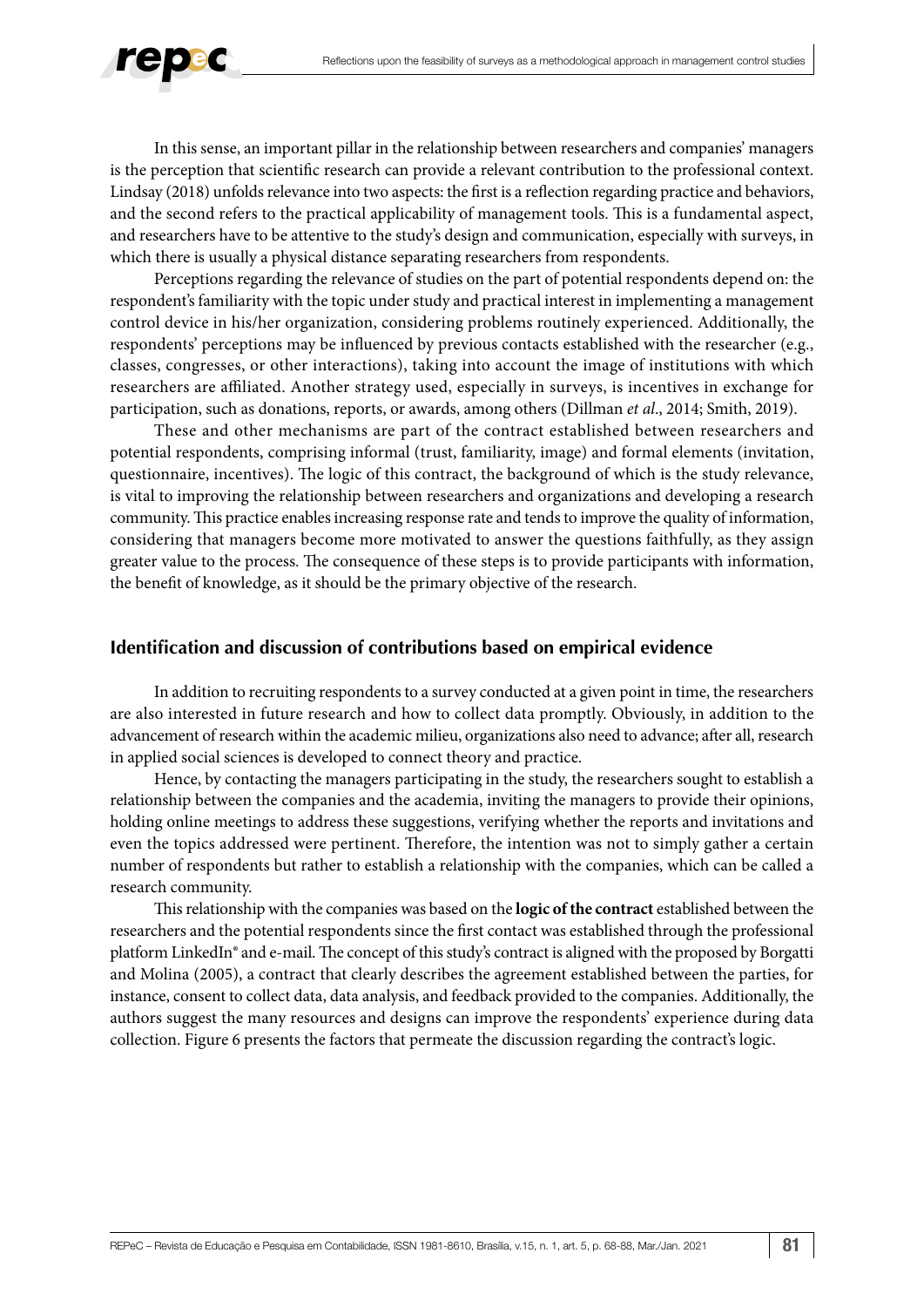In this sense, an important pillar in the relationship between researchers and companies' managers is the perception that scientific research can provide a relevant contribution to the professional context. Lindsay (2018) unfolds relevance into two aspects: the first is a reflection regarding practice and behaviors, and the second refers to the practical applicability of management tools. This is a fundamental aspect, and researchers have to be attentive to the study's design and communication, especially with surveys, in which there is usually a physical distance separating researchers from respondents.

Perceptions regarding the relevance of studies on the part of potential respondents depend on: the respondent's familiarity with the topic under study and practical interest in implementing a management control device in his/her organization, considering problems routinely experienced. Additionally, the respondents' perceptions may be influenced by previous contacts established with the researcher (e.g., classes, congresses, or other interactions), taking into account the image of institutions with which researchers are affiliated. Another strategy used, especially in surveys, is incentives in exchange for participation, such as donations, reports, or awards, among others (Dillman *et al*., 2014; Smith, 2019).

These and other mechanisms are part of the contract established between researchers and potential respondents, comprising informal (trust, familiarity, image) and formal elements (invitation, questionnaire, incentives). The logic of this contract, the background of which is the study relevance, is vital to improving the relationship between researchers and organizations and developing a research community. This practice enables increasing response rate and tends to improve the quality of information, considering that managers become more motivated to answer the questions faithfully, as they assign greater value to the process. The consequence of these steps is to provide participants with information, the benefit of knowledge, as it should be the primary objective of the research.

## Identification and discussion of contributions based on empirical evidence

In addition to recruiting respondents to a survey conducted at a given point in time, the researchers are also interested in future research and how to collect data promptly. Obviously, in addition to the advancement of research within the academic milieu, organizations also need to advance; after all, research in applied social sciences is developed to connect theory and practice.

Hence, by contacting the managers participating in the study, the researchers sought to establish a relationship between the companies and the academia, inviting the managers to provide their opinions, holding online meetings to address these suggestions, verifying whether the reports and invitations and even the topics addressed were pertinent. Therefore, the intention was not to simply gather a certain number of respondents but rather to establish a relationship with the companies, which can be called a research community.

This relationship with the companies was based on the **logic of the contract** established between the researchers and the potential respondents since the first contact was established through the professional platform LinkedIn® and e-mail. The concept of this study's contract is aligned with the proposed by Borgatti and Molina (2005), a contract that clearly describes the agreement established between the parties, for instance, consent to collect data, data analysis, and feedback provided to the companies. Additionally, the authors suggest the many resources and designs can improve the respondents' experience during data collection. Figure 6 presents the factors that permeate the discussion regarding the contract's logic.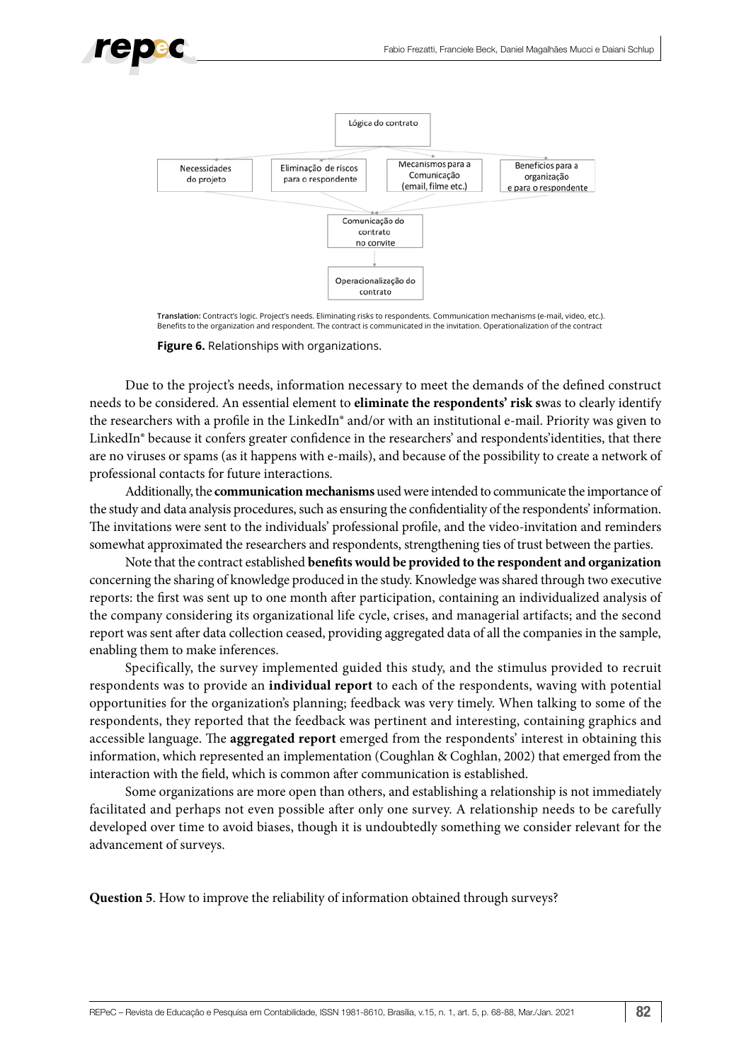Lógica do contrato

Necessidades do projeto | Eliminação de riscos para o respondente | Mecanismos para a Comunicação (email, filme etc.) | Benefícios para a organização e para o respondente

Comunicação do contrato no convite

Operacionalização do contrato

**Translation:** Contract's logic. Project's needs. Eliminating risks to respondents. Communication mechanisms (e-mail, video, etc.). Benefits to the organization and respondent. The contract is communicated in the invitation. Operationalization of the contract

**Figure 6.** Relationships with organizations.

Due to the project's needs, information necessary to meet the demands of the defined construct needs to be considered. An essential element to **eliminate the respondents' risk s**was to clearly identify the researchers with a profile in the LinkedIn® and/or with an institutional e-mail. Priority was given to LinkedIn® because it confers greater confidence in the researchers' and respondents'identities, that there are no viruses or spams (as it happens with e-mails), and because of the possibility to create a network of professional contacts for future interactions.

Additionally, the **communication mechanisms** used were intended to communicate the importance of the study and data analysis procedures, such as ensuring the confidentiality of the respondents' information. The invitations were sent to the individuals' professional profile, and the video-invitation and reminders somewhat approximated the researchers and respondents, strengthening ties of trust between the parties.

Note that the contract established **benefits would be provided to the respondent and organization** concerning the sharing of knowledge produced in the study. Knowledge was shared through two executive reports: the first was sent up to one month after participation, containing an individualized analysis of the company considering its organizational life cycle, crises, and managerial artifacts; and the second report was sent after data collection ceased, providing aggregated data of all the companies in the sample, enabling them to make inferences.

Specifically, the survey implemented guided this study, and the stimulus provided to recruit respondents was to provide an **individual report** to each of the respondents, waving with potential opportunities for the organization's planning; feedback was very timely. When talking to some of the respondents, they reported that the feedback was pertinent and interesting, containing graphics and accessible language. The **aggregated report** emerged from the respondents' interest in obtaining this information, which represented an implementation (Coughlan & Coghlan, 2002) that emerged from the interaction with the field, which is common after communication is established.

Some organizations are more open than others, and establishing a relationship is not immediately facilitated and perhaps not even possible after only one survey. A relationship needs to be carefully developed over time to avoid biases, though it is undoubtedly something we consider relevant for the advancement of surveys.

**Question 5**. How to improve the reliability of information obtained through surveys?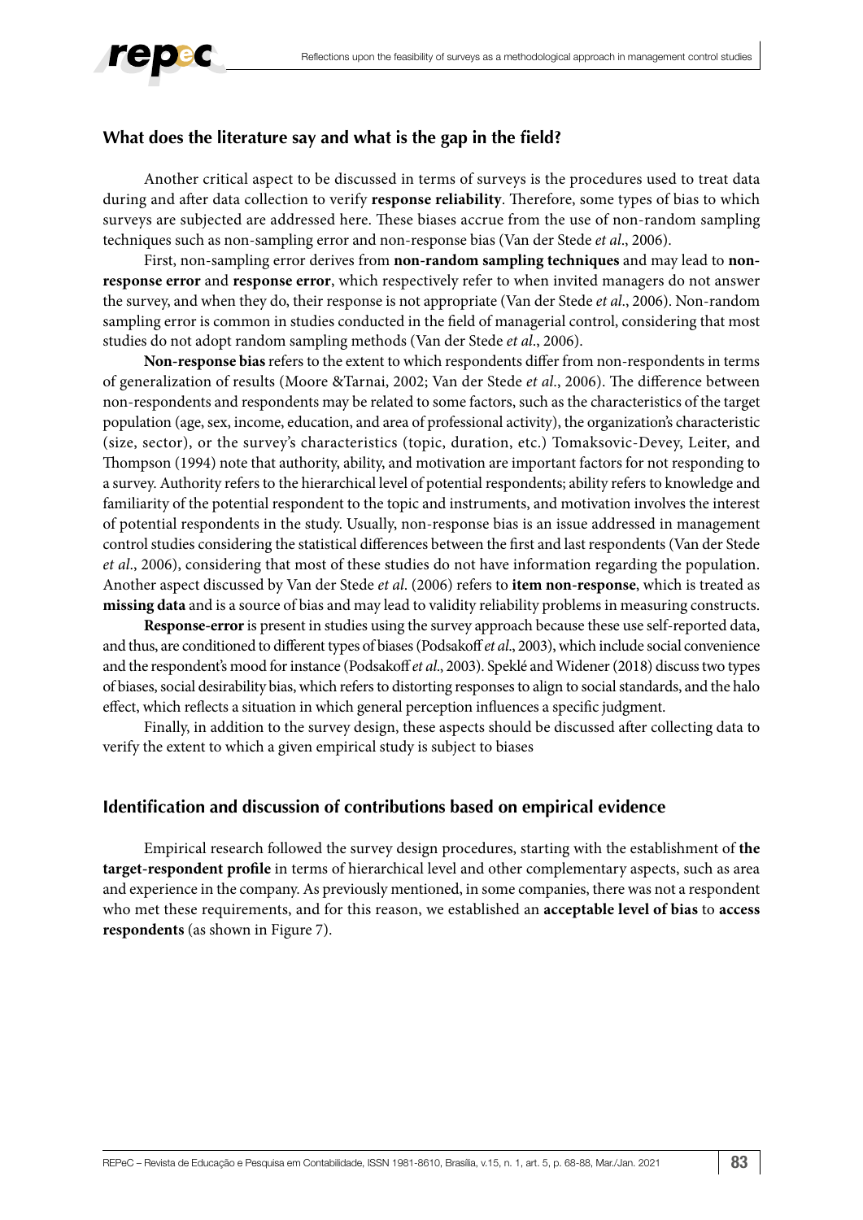## What does the literature say and what is the gap in the field?

Another critical aspect to be discussed in terms of surveys is the procedures used to treat data during and after data collection to verify **response reliability**. Therefore, some types of bias to which surveys are subjected are addressed here. These biases accrue from the use of non-random sampling techniques such as non-sampling error and non-response bias (Van der Stede *et al*., 2006).

First, non-sampling error derives from **non-random sampling techniques** and may lead to **non-response error** and **response error**, which respectively refer to when invited managers do not answer the survey, and when they do, their response is not appropriate (Van der Stede *et al*., 2006). Non-random sampling error is common in studies conducted in the field of managerial control, considering that most studies do not adopt random sampling methods (Van der Stede *et al*., 2006).

**Non-response bias** refers to the extent to which respondents differ from non-respondents in terms of generalization of results (Moore &Tarnai, 2002; Van der Stede *et al*., 2006). The difference between non-respondents and respondents may be related to some factors, such as the characteristics of the target population (age, sex, income, education, and area of professional activity), the organization's characteristic (size, sector), or the survey's characteristics (topic, duration, etc.) Tomaksovic-Devey, Leiter, and Thompson (1994) note that authority, ability, and motivation are important factors for not responding to a survey. Authority refers to the hierarchical level of potential respondents; ability refers to knowledge and familiarity of the potential respondent to the topic and instruments, and motivation involves the interest of potential respondents in the study. Usually, non-response bias is an issue addressed in management control studies considering the statistical differences between the first and last respondents (Van der Stede *et al*., 2006), considering that most of these studies do not have information regarding the population. Another aspect discussed by Van der Stede *et al*. (2006) refers to **item non-response**, which is treated as **missing data** and is a source of bias and may lead to validity reliability problems in measuring constructs.

**Response-error** is present in studies using the survey approach because these use self-reported data, and thus, are conditioned to different types of biases (Podsakoff *et al*., 2003), which include social convenience and the respondent's mood for instance (Podsakoff *et al*., 2003). Speklé and Widener (2018) discuss two types of biases, social desirability bias, which refers to distorting responses to align to social standards, and the halo effect, which reflects a situation in which general perception influences a specific judgment.

Finally, in addition to the survey design, these aspects should be discussed after collecting data to verify the extent to which a given empirical study is subject to biases

## Identification and discussion of contributions based on empirical evidence

Empirical research followed the survey design procedures, starting with the establishment of **the target-respondent profile** in terms of hierarchical level and other complementary aspects, such as area and experience in the company. As previously mentioned, in some companies, there was not a respondent who met these requirements, and for this reason, we established an **acceptable level of bias** to **access respondents** (as shown in Figure 7).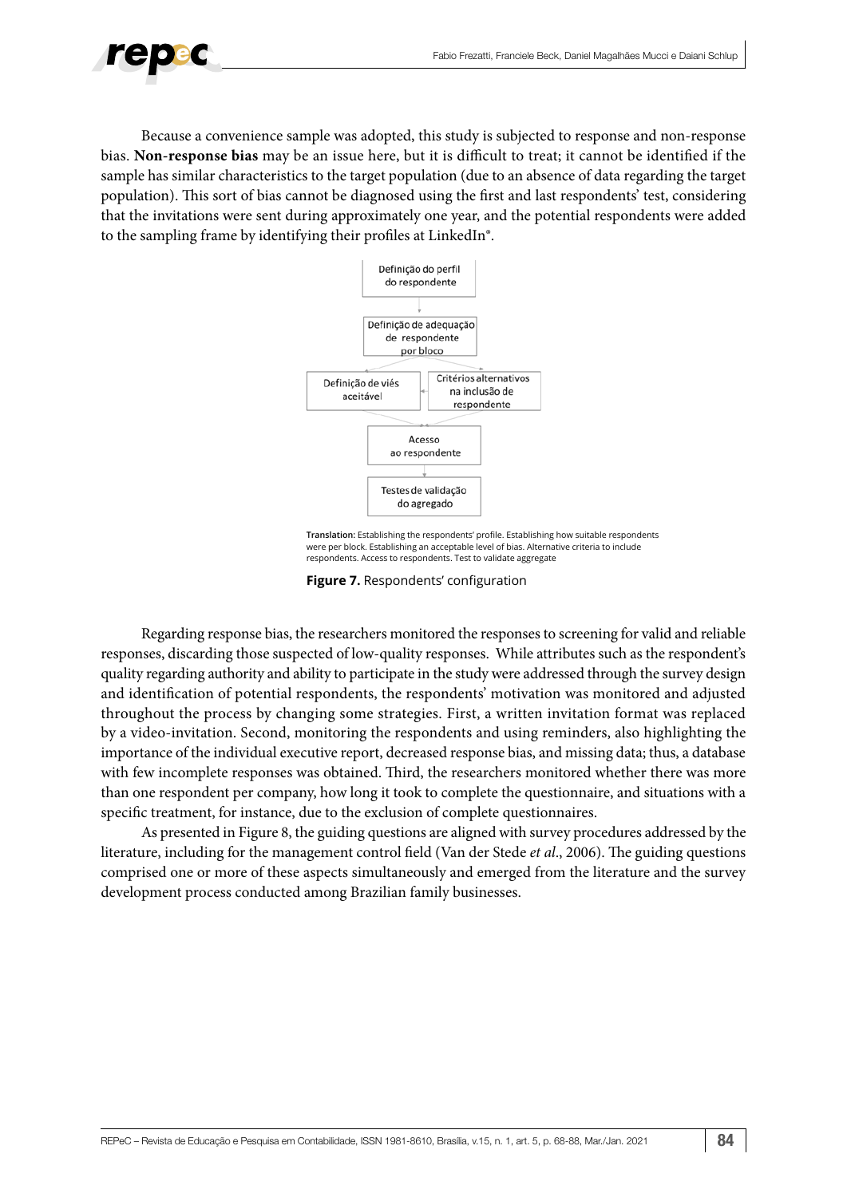Because a convenience sample was adopted, this study is subjected to response and non-response bias. **Non-response bias** may be an issue here, but it is difficult to treat; it cannot be identified if the sample has similar characteristics to the target population (due to an absence of data regarding the target population). This sort of bias cannot be diagnosed using the first and last respondents' test, considering that the invitations were sent during approximately one year, and the potential respondents were added to the sampling frame by identifying their profiles at LinkedIn®.

Definição do perfil do respondente

Definição de adequação de respondente por bloco

Definição de viés aceitável

Critérios alternativos na inclusão de respondente

Acesso ao respondente

Testes de validação do agregado

**Translation:** Establishing the respondents' profile. Establishing how suitable respondents were per block. Establishing an acceptable level of bias. Alternative criteria to include respondents. Access to respondents. Test to validate aggregate

**Figure 7.** Respondents' configuration

Regarding response bias, the researchers monitored the responses to screening for valid and reliable responses, discarding those suspected of low-quality responses. While attributes such as the respondent's quality regarding authority and ability to participate in the study were addressed through the survey design and identification of potential respondents, the respondents' motivation was monitored and adjusted throughout the process by changing some strategies. First, a written invitation format was replaced by a video-invitation. Second, monitoring the respondents and using reminders, also highlighting the importance of the individual executive report, decreased response bias, and missing data; thus, a database with few incomplete responses was obtained. Third, the researchers monitored whether there was more than one respondent per company, how long it took to complete the questionnaire, and situations with a specific treatment, for instance, due to the exclusion of complete questionnaires.

As presented in Figure 8, the guiding questions are aligned with survey procedures addressed by the literature, including for the management control field (Van der Stede *et al*., 2006). The guiding questions comprised one or more of these aspects simultaneously and emerged from the literature and the survey development process conducted among Brazilian family businesses.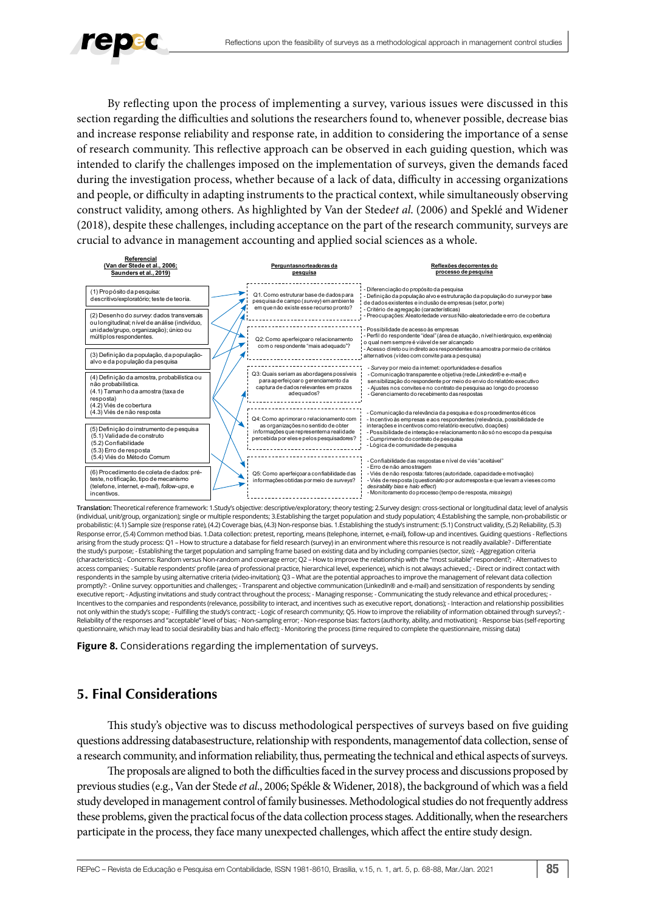By reflecting upon the process of implementing a survey, various issues were discussed in this section regarding the difficulties and solutions the researchers found to, whenever possible, decrease bias and increase response reliability and response rate, in addition to considering the importance of a sense of research community. This reflective approach can be observed in each guiding question, which was intended to clarify the challenges imposed on the implementation of surveys, given the demands faced during the investigation process, whether because of a lack of data, difficulty in accessing organizations and people, or difficulty in adapting instruments to the practical context, while simultaneously observing construct validity, among others. As highlighted by Van der Stede*et al.* (2006) and Speklé and Widener (2018), despite these challenges, including acceptance on the part of the research community, surveys are crucial to advance in management accounting and applied social sciences as a whole.

**Referencial (Van der Stede et al., 2006; Saunders et al., 2019)**

(1) Propósito da pesquisa: descritivo/exploratório; teste de teoria.

(2) Desenho do *survey*: dados transversais ou longitudinal; nível de análise (indivíduo, unidade/grupo, organização); único ou múltiplos respondentes.

(3) Definição da população, da população-alvo e da população da pesquisa

(4) Definição da amostra, probabilística ou não probabilística.
(4.1) Tamanho da amostra (taxa de resposta)
(4.2) Viés de cobertura
(4.3) Viés de não resposta

(5) Definição do instrumento de pesquisa
(5.1) Validade de construto
(5.2) Confiabilidade
(5.3) Erro de resposta
(5.4) Viés do Método Comum

(6) Procedimento de coleta de dados: pré-teste, notificação, tipo de mecanismo (telefone, internet, *e-mail*), *follow-ups*, e incentivos.

**Perguntas norteadoras da pesquisa**

Q1. Como estruturar base de dados para pesquisa de campo (*survey*) em ambiente em que não existe esse recurso pronto?

Q2: Como aperfeiçoar o relacionamento com o respondente "mais adequado"?

Q3: Quais seriam as abordagens possíveis para aperfeiçoar o gerenciamento da captura de dados relevantes em prazos adequados?

Q4: Como aprimorar o relacionamento com as organizações no sentido de obter informações que representem a realidade percebida por eles e pelos pesquisadores?

Q5: Como aperfeiçoar a confiabilidade das informações obtidas por meio de *surveys*?

**Reflexões decorrentes do processo de pesquisa**

Q1:
- Diferenciação do propósito da pesquisa
- Definição da população alvo e estruturação da população do *survey* por base de dados existentes e inclusão de empresas (setor, porte)
- Critério de agregação (características)
- Preocupações: Aleatoriedade *versus* Não-aleatoriedade e erro de cobertura

Q2:
- Possibilidade de acesso às empresas
- Perfil do respondente "ideal" (área de atuação, nível hierárquico, experiência) o qual nem sempre é viável de ser alcançado
- Acesso direto ou indireto aos respondentes na amostra por meio de critérios alternativos (vídeo com convite para a pesquisa)

Q3:
- *Survey* por meio da internet: oportunidades e desafios
- Comunicação transparente e objetiva (rede *LinkedIn®* e *e-mail*) e sensibilização do respondente por meio do envio do relatório executivo
- Ajustes nos convites e no contrato de pesquisa ao longo do processo
- Gerenciamento do recebimento das respostas

Q4:
- Comunicação da relevância da pesquisa e dos procedimentos éticos
- Incentivo às empresas e aos respondentes (relevância, possibilidade de interações e incentivos como relatório executivo, doações)
- Possibilidade de interação e relacionamento não só no escopo da pesquisa
- Cumprimento do contrato de pesquisa
- Lógica de comunidade de pesquisa

Q5:
- Confiabilidade das respostas e nível de viés "aceitável"
- Erro de não amostragem
- Viés de não resposta: fatores (autoridade, capacidade e motivação)
- Viés de resposta (questionário por autorresposta e que levam a vieses como *desirability bias* e *halo effect*)
- Monitoramento do processo (tempo de resposta, *missings*)

**Translation:** Theoretical reference framework: 1.Study's objective: descriptive/exploratory; theory testing; 2.Survey design: cross-sectional or longitudinal data; level of analysis (individual, unit/group, organization); single or multiple respondents; 3.Establishing the target population and study population; 4.Establishing the sample, non-probabilistic or probabilistic: (4.1) Sample size (response rate), (4.2) Coverage bias, (4.3) Non-response bias. 1.Establishing the study's instrument: (5.1) Construct validity, (5.2) Reliability, (5.3) Response error, (5.4) Common method bias. 1.Data collection: pretest, reporting, means (telephone, internet, e-mail), follow-up and incentives. Guiding questions - Reflections arising from the study process: Q1 – How to structure a database for field research (survey) in an environment where this resource is not readily available? - Differentiate the study's purpose; - Establishing the target population and sampling frame based on existing data and by including companies (sector, size); - Aggregation criteria (characteristics); - Concerns: Random versus Non-random and coverage error; Q2 – How to improve the relationship with the "most suitable" respondent?; - Alternatives to access companies; - Suitable respondents' profile (area of professional practice, hierarchical level, experience), which is not always achieved.; - Direct or indirect contact with respondents in the sample by using alternative criteria (video-invitation); Q3 – What are the potential approaches to improve the management of relevant data collection promptly?: - Online survey: opportunities and challenges; - Transparent and objective communication (LinkedIn® and e-mail) and sensitization of respondents by sending the executive report; - Adjusting invitations and study contract throughout the process; - Managing response; - Communicating the study relevance and ethical procedures; - Incentives to the companies and respondents (relevance, possibility to interact, and incentives such as executive report, donations); - Interaction and relationship possibilities not only within the study's scope; - Fulfilling the study's contract; - Logic of research community; Q5. How to improve the reliability of information obtained through surveys?; - Reliability of the responses and "acceptable" level of bias; - Non-sampling error; - Non-response bias: factors (authority, ability, and motivation); - Response bias (self-reporting questionnaire, which may lead to social desirability bias and halo effect); - Monitoring the process (time required to complete the questionnaire, missing data)

**Figure 8.** Considerations regarding the implementation of surveys.

## 5. Final Considerations

This study's objective was to discuss methodological perspectives of surveys based on five guiding questions addressing databasestructure, relationship with respondents, managementof data collection, sense of a research community, and information reliability, thus, permeating the technical and ethical aspects of surveys.

The proposals are aligned to both the difficulties faced in the survey process and discussions proposed by previous studies (e.g., Van der Stede *et al*., 2006; Spékle & Widener, 2018), the background of which was a field study developed in management control of family businesses. Methodological studies do not frequently address these problems, given the practical focus of the data collection process stages. Additionally, when the researchers participate in the process, they face many unexpected challenges, which affect the entire study design.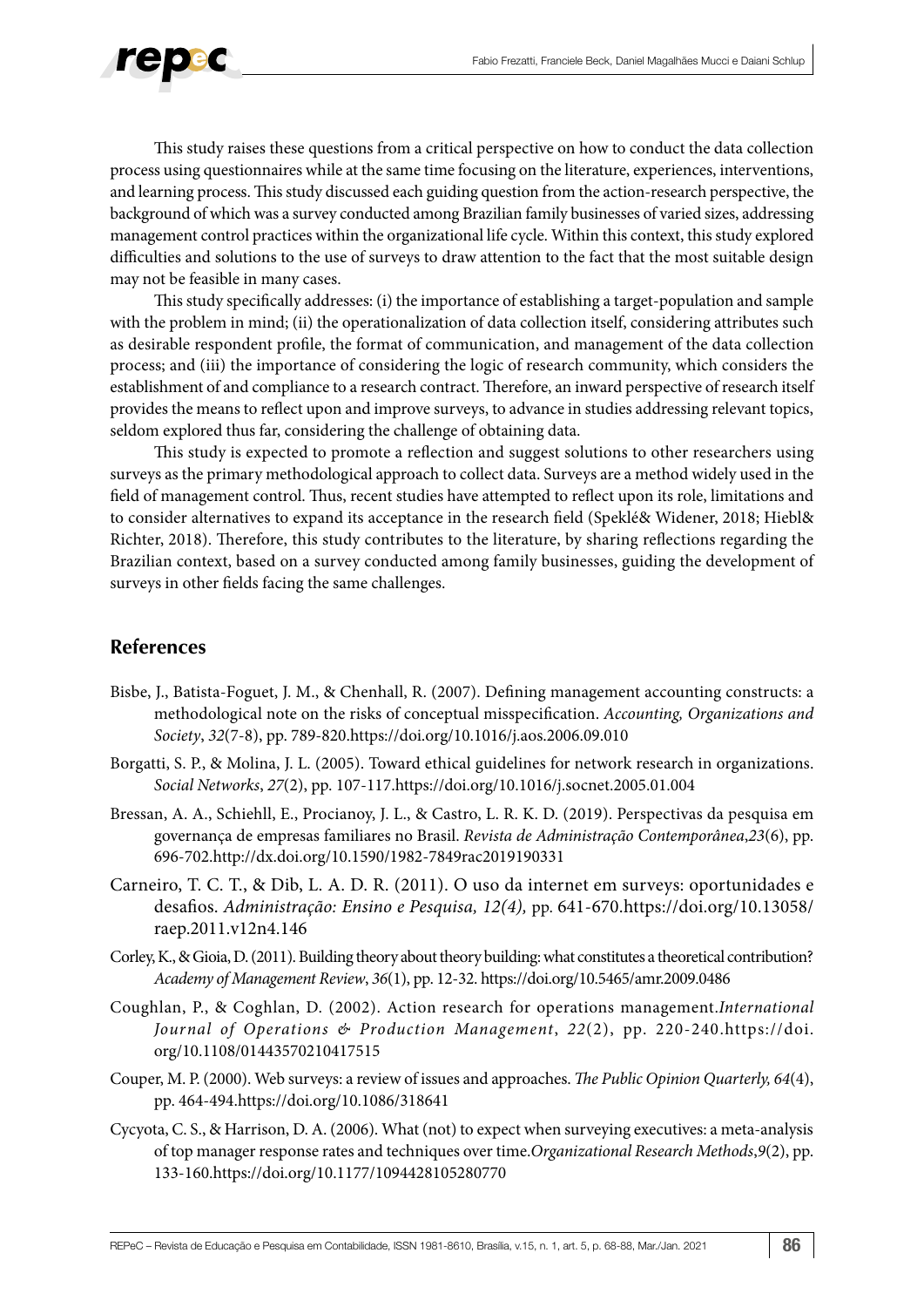This study raises these questions from a critical perspective on how to conduct the data collection process using questionnaires while at the same time focusing on the literature, experiences, interventions, and learning process. This study discussed each guiding question from the action-research perspective, the background of which was a survey conducted among Brazilian family businesses of varied sizes, addressing management control practices within the organizational life cycle. Within this context, this study explored difficulties and solutions to the use of surveys to draw attention to the fact that the most suitable design may not be feasible in many cases.

This study specifically addresses: (i) the importance of establishing a target-population and sample with the problem in mind; (ii) the operationalization of data collection itself, considering attributes such as desirable respondent profile, the format of communication, and management of the data collection process; and (iii) the importance of considering the logic of research community, which considers the establishment of and compliance to a research contract. Therefore, an inward perspective of research itself provides the means to reflect upon and improve surveys, to advance in studies addressing relevant topics, seldom explored thus far, considering the challenge of obtaining data.

This study is expected to promote a reflection and suggest solutions to other researchers using surveys as the primary methodological approach to collect data. Surveys are a method widely used in the field of management control. Thus, recent studies have attempted to reflect upon its role, limitations and to consider alternatives to expand its acceptance in the research field (Speklé& Widener, 2018; Hiebl& Richter, 2018). Therefore, this study contributes to the literature, by sharing reflections regarding the Brazilian context, based on a survey conducted among family businesses, guiding the development of surveys in other fields facing the same challenges.

## References

Bisbe, J., Batista-Foguet, J. M., & Chenhall, R. (2007). Defining management accounting constructs: a methodological note on the risks of conceptual misspecification. *Accounting, Organizations and Society*, *32*(7-8), pp. 789-820.https://doi.org/10.1016/j.aos.2006.09.010

Borgatti, S. P., & Molina, J. L. (2005). Toward ethical guidelines for network research in organizations. *Social Networks*, *27*(2), pp. 107-117.https://doi.org/10.1016/j.socnet.2005.01.004

Bressan, A. A., Schiehll, E., Procianoy, J. L., & Castro, L. R. K. D. (2019). Perspectivas da pesquisa em governança de empresas familiares no Brasil. *Revista de Administração Contemporânea*,*23*(6), pp. 696-702.http://dx.doi.org/10.1590/1982-7849rac2019190331

Carneiro, T. C. T., & Dib, L. A. D. R. (2011). O uso da internet em surveys: oportunidades e desafios. *Administração: Ensino e Pesquisa, 12(4),* pp. 641-670.https://doi.org/10.13058/raep.2011.v12n4.146

Corley, K., & Gioia, D. (2011). Building theory about theory building: what constitutes a theoretical contribution? *Academy of Management Review*, *36*(1), pp. 12-32. https://doi.org/10.5465/amr.2009.0486

Coughlan, P., & Coghlan, D. (2002). Action research for operations management.*International Journal of Operations & Production Management*, *22*(2), pp. 220-240.https://doi.org/10.1108/01443570210417515

Couper, M. P. (2000). Web surveys: a review of issues and approaches. *The Public Opinion Quarterly, 64*(4), pp. 464-494.https://doi.org/10.1086/318641

Cycyota, C. S., & Harrison, D. A. (2006). What (not) to expect when surveying executives: a meta-analysis of top manager response rates and techniques over time.*Organizational Research Methods*,*9*(2), pp. 133-160.https://doi.org/10.1177/1094428105280770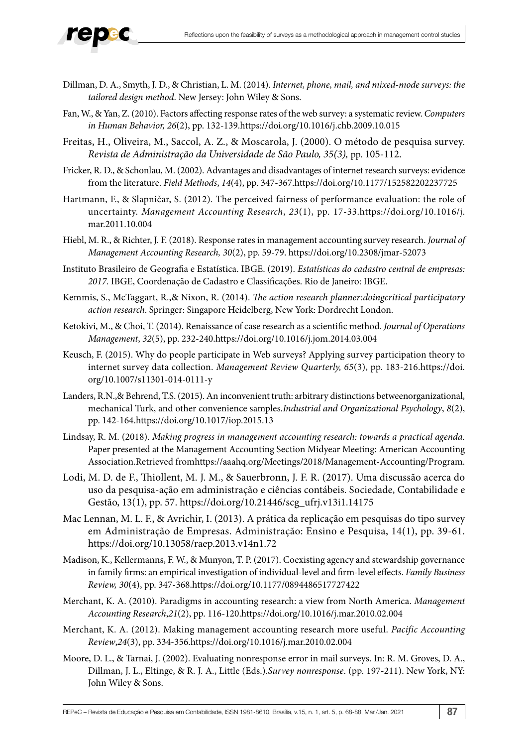Dillman, D. A., Smyth, J. D., & Christian, L. M. (2014). *Internet, phone, mail, and mixed-mode surveys: the tailored design method*. New Jersey: John Wiley & Sons.

Fan, W., & Yan, Z. (2010). Factors affecting response rates of the web survey: a systematic review. *Computers in Human Behavior, 26*(2), pp. 132-139.https://doi.org/10.1016/j.chb.2009.10.015

Freitas, H., Oliveira, M., Saccol, A. Z., & Moscarola, J. (2000). O método de pesquisa survey. *Revista de Administração da Universidade de São Paulo, 35(3),* pp. 105-112.

Fricker, R. D., & Schonlau, M. (2002). Advantages and disadvantages of internet research surveys: evidence from the literature. *Field Methods*, *14*(4), pp. 347-367.https://doi.org/10.1177/152582202237725

Hartmann, F., & Slapničar, S. (2012). The perceived fairness of performance evaluation: the role of uncertainty. *Management Accounting Research*, *23*(1), pp. 17-33.https://doi.org/10.1016/j.mar.2011.10.004

Hiebl, M. R., & Richter, J. F. (2018). Response rates in management accounting survey research. *Journal of Management Accounting Research, 30*(2), pp. 59-79. https://doi.org/10.2308/jmar-52073

Instituto Brasileiro de Geografia e Estatística. IBGE. (2019). *Estatísticas do cadastro central de empresas: 2017*. IBGE, Coordenação de Cadastro e Classificações. Rio de Janeiro: IBGE.

Kemmis, S., McTaggart, R.,& Nixon, R. (2014). *The action research planner:doingcritical participatory action research*. Springer: Singapore Heidelberg, New York: Dordrecht London.

Ketokivi, M., & Choi, T. (2014). Renaissance of case research as a scientific method. *Journal of Operations Management*, *32*(5), pp. 232-240.https://doi.org/10.1016/j.jom.2014.03.004

Keusch, F. (2015). Why do people participate in Web surveys? Applying survey participation theory to internet survey data collection. *Management Review Quarterly, 65*(3), pp. 183-216.https://doi.org/10.1007/s11301-014-0111-y

Landers, R.N.,& Behrend, T.S. (2015). An inconvenient truth: arbitrary distinctions betweenorganizational, mechanical Turk, and other convenience samples.*Industrial and Organizational Psychology*, *8*(2), pp. 142-164.https://doi.org/10.1017/iop.2015.13

Lindsay, R. M. (2018). *Making progress in management accounting research: towards a practical agenda.* Paper presented at the Management Accounting Section Midyear Meeting: American Accounting Association.Retrieved fromhttps://aaahq.org/Meetings/2018/Management-Accounting/Program.

Lodi, M. D. de F., Thiollent, M. J. M., & Sauerbronn, J. F. R. (2017). Uma discussão acerca do uso da pesquisa-ação em administração e ciências contábeis. Sociedade, Contabilidade e Gestão, 13(1), pp. 57. https://doi.org/10.21446/scg_ufrj.v13i1.14175

Mac Lennan, M. L. F., & Avrichir, I. (2013). A prática da replicação em pesquisas do tipo survey em Administração de Empresas. Administração: Ensino e Pesquisa, 14(1), pp. 39-61. https://doi.org/10.13058/raep.2013.v14n1.72

Madison, K., Kellermanns, F. W., & Munyon, T. P. (2017). Coexisting agency and stewardship governance in family firms: an empirical investigation of individual-level and firm-level effects. *Family Business Review, 30*(4), pp. 347-368.https://doi.org/10.1177/0894486517727422

Merchant, K. A. (2010). Paradigms in accounting research: a view from North America. *Management Accounting Research*,*21*(2), pp. 116-120.https://doi.org/10.1016/j.mar.2010.02.004

Merchant, K. A. (2012). Making management accounting research more useful. *Pacific Accounting Review*,*24*(3), pp. 334-356.https://doi.org/10.1016/j.mar.2010.02.004

Moore, D. L., & Tarnai, J. (2002). Evaluating nonresponse error in mail surveys. In: R. M. Groves, D. A., Dillman, J. L., Eltinge, & R. J. A., Little (Eds.).*Survey nonresponse*. (pp. 197-211). New York, NY: John Wiley & Sons.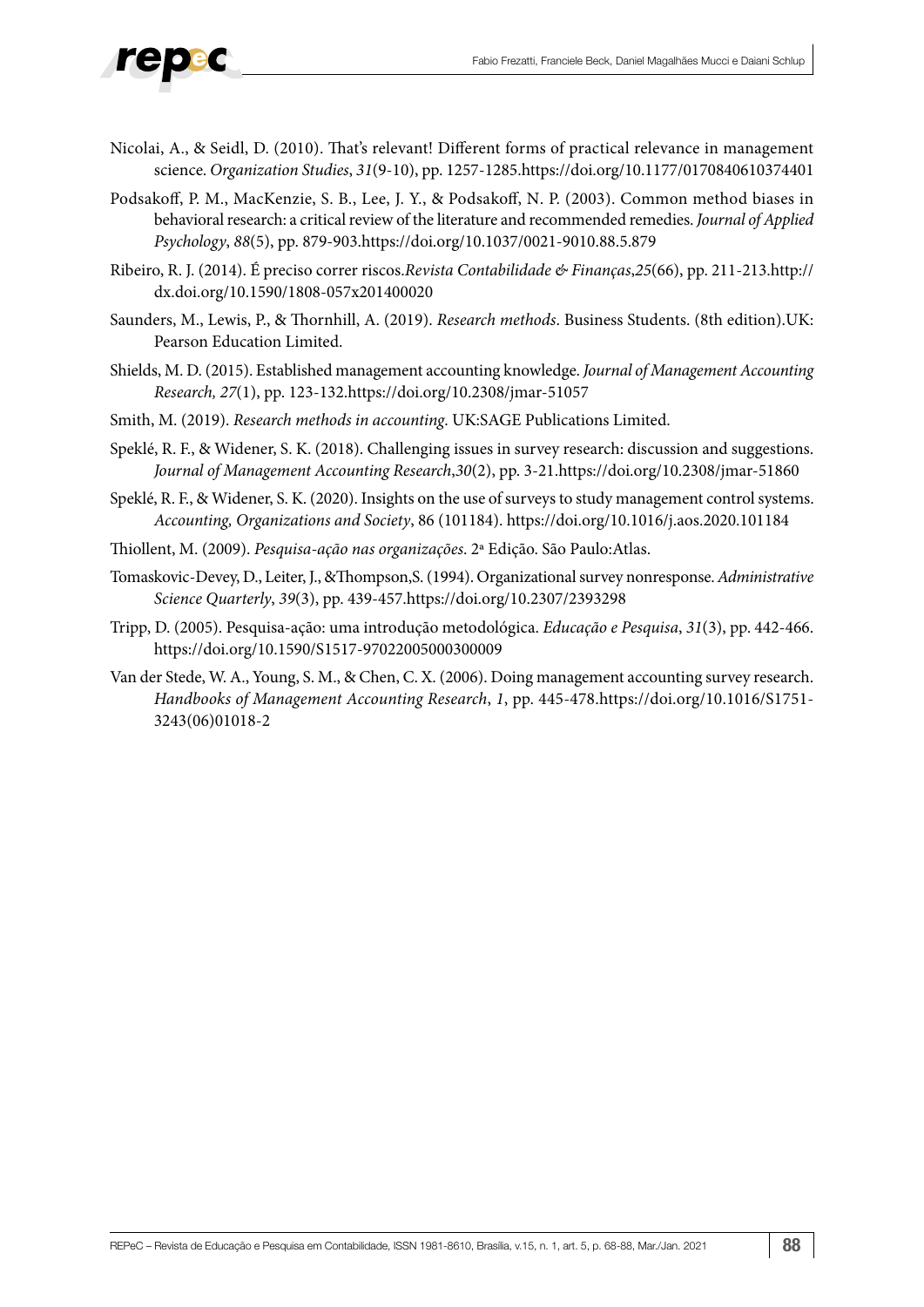Nicolai, A., & Seidl, D. (2010). That's relevant! Different forms of practical relevance in management science. *Organization Studies*, *31*(9-10), pp. 1257-1285.https://doi.org/10.1177/0170840610374401

Podsakoff, P. M., MacKenzie, S. B., Lee, J. Y., & Podsakoff, N. P. (2003). Common method biases in behavioral research: a critical review of the literature and recommended remedies. *Journal of Applied Psychology*, *88*(5), pp. 879-903.https://doi.org/10.1037/0021-9010.88.5.879

Ribeiro, R. J. (2014). É preciso correr riscos.*Revista Contabilidade & Finanças*,*25*(66), pp. 211-213.http://dx.doi.org/10.1590/1808-057x201400020

Saunders, M., Lewis, P., & Thornhill, A. (2019). *Research methods*. Business Students. (8th edition).UK: Pearson Education Limited.

Shields, M. D. (2015). Established management accounting knowledge. *Journal of Management Accounting Research, 27*(1), pp. 123-132.https://doi.org/10.2308/jmar-51057

Smith, M. (2019). *Research methods in accounting*. UK:SAGE Publications Limited.

Speklé, R. F., & Widener, S. K. (2018). Challenging issues in survey research: discussion and suggestions. *Journal of Management Accounting Research*,*30*(2), pp. 3-21.https://doi.org/10.2308/jmar-51860

Speklé, R. F., & Widener, S. K. (2020). Insights on the use of surveys to study management control systems. *Accounting, Organizations and Society*, 86 (101184). https://doi.org/10.1016/j.aos.2020.101184

Thiollent, M. (2009). *Pesquisa-ação nas organizações*. 2ª Edição. São Paulo:Atlas.

Tomaskovic-Devey, D., Leiter, J., &Thompson,S. (1994). Organizational survey nonresponse. *Administrative Science Quarterly*, *39*(3), pp. 439-457.https://doi.org/10.2307/2393298

Tripp, D. (2005). Pesquisa-ação: uma introdução metodológica. *Educação e Pesquisa*, *31*(3), pp. 442-466. https://doi.org/10.1590/S1517-97022005000300009

Van der Stede, W. A., Young, S. M., & Chen, C. X. (2006). Doing management accounting survey research. *Handbooks of Management Accounting Research*, *1*, pp. 445-478.https://doi.org/10.1016/S1751-3243(06)01018-2